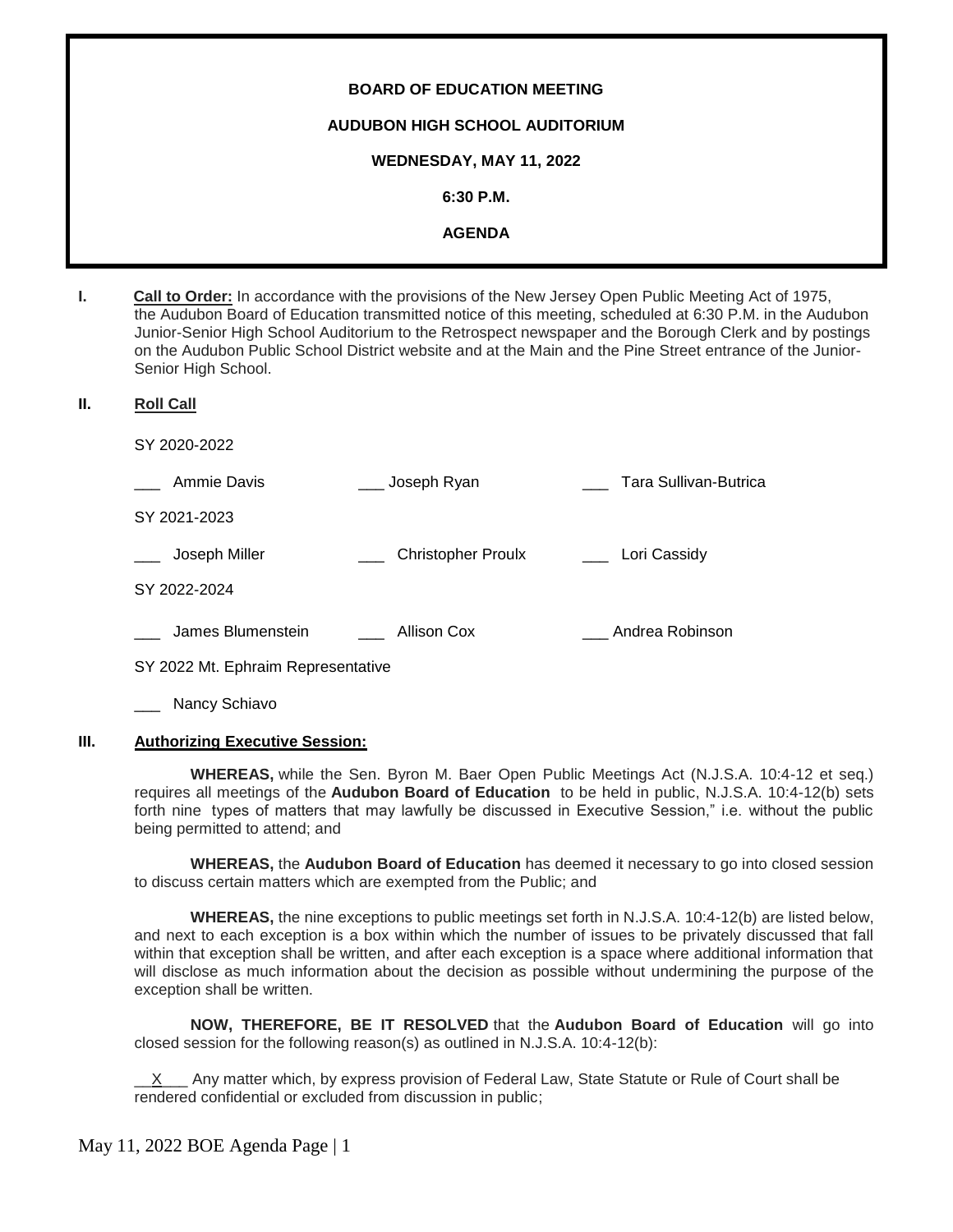**BOARD OF EDUCATION MEETING**

**AUDUBON HIGH SCHOOL AUDITORIUM**

**WEDNESDAY, MAY 11, 2022**

**6:30 P.M.**

**AGENDA**

**I. Call to Order:** In accordance with the provisions of the New Jersey Open Public Meeting Act of 1975, the Audubon Board of Education transmitted notice of this meeting, scheduled at 6:30 P.M. in the Audubon Junior-Senior High School Auditorium to the Retrospect newspaper and the Borough Clerk and by postings on the Audubon Public School District website and at the Main and the Pine Street entrance of the Junior-Senior High School.

**II. Roll Call**

SY 2020-2022

___ Ammie Davis ___ Joseph Ryan ___ Tara Sullivan-Butrica

SY 2021-2023

___ Joseph Miller ___ Christopher Proulx ___ Lori Cassidy

SY 2022-2024

___ James Blumenstein ___ Allison Cox ___ Andrea Robinson

SY 2022 Mt. Ephraim Representative

___ Nancy Schiavo

**III. Authorizing Executive Session:**

**WHEREAS,** while the Sen. Byron M. Baer Open Public Meetings Act (N.J.S.A. 10:4-12 et seq.) requires all meetings of the **Audubon Board of Education** to be held in public, N.J.S.A. 10:4-12(b) sets forth nine types of matters that may lawfully be discussed in Executive Session," i.e. without the public being permitted to attend; and

**WHEREAS,** the **Audubon Board of Education** has deemed it necessary to go into closed session to discuss certain matters which are exempted from the Public; and

**WHEREAS,** the nine exceptions to public meetings set forth in N.J.S.A. 10:4-12(b) are listed below, and next to each exception is a box within which the number of issues to be privately discussed that fall within that exception shall be written, and after each exception is a space where additional information that will disclose as much information about the decision as possible without undermining the purpose of the exception shall be written.

**NOW, THEREFORE, BE IT RESOLVED** that the **Audubon Board of Education** will go into closed session for the following reason(s) as outlined in N.J.S.A. 10:4-12(b):

__X___ Any matter which, by express provision of Federal Law, State Statute or Rule of Court shall be rendered confidential or excluded from discussion in public;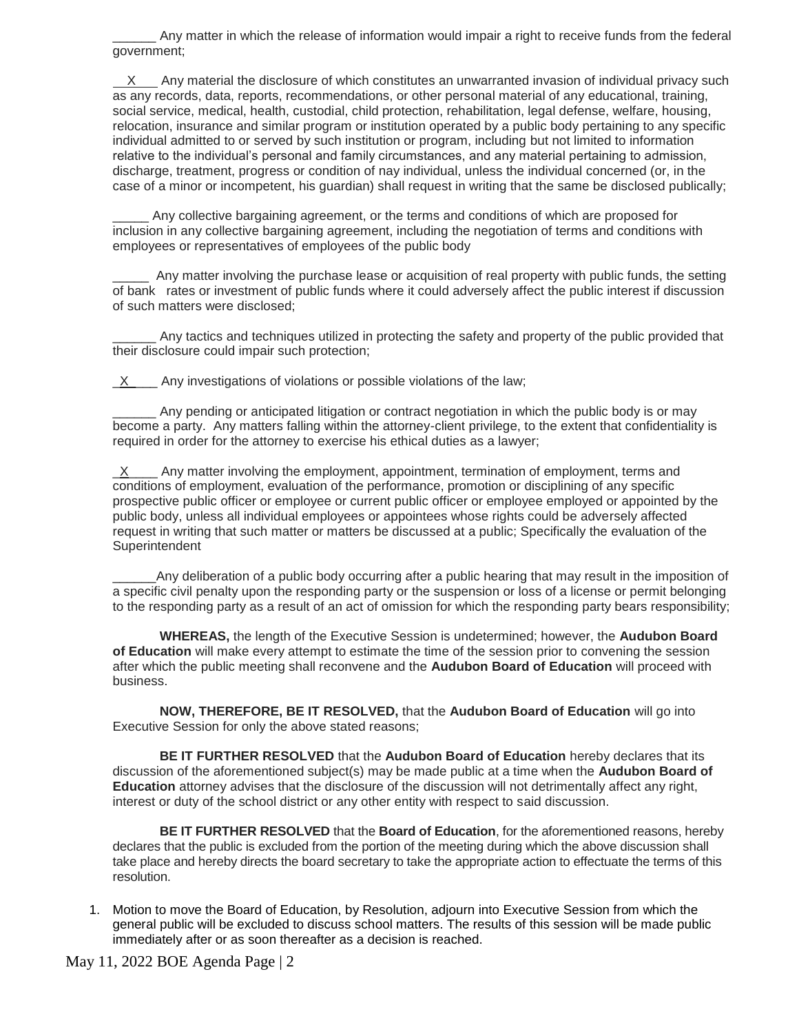______ Any matter in which the release of information would impair a right to receive funds from the federal government;

__X___ Any material the disclosure of which constitutes an unwarranted invasion of individual privacy such as any records, data, reports, recommendations, or other personal material of any educational, training, social service, medical, health, custodial, child protection, rehabilitation, legal defense, welfare, housing, relocation, insurance and similar program or institution operated by a public body pertaining to any specific individual admitted to or served by such institution or program, including but not limited to information relative to the individual's personal and family circumstances, and any material pertaining to admission, discharge, treatment, progress or condition of nay individual, unless the individual concerned (or, in the case of a minor or incompetent, his guardian) shall request in writing that the same be disclosed publically;

_____ Any collective bargaining agreement, or the terms and conditions of which are proposed for inclusion in any collective bargaining agreement, including the negotiation of terms and conditions with employees or representatives of employees of the public body

_____ Any matter involving the purchase lease or acquisition of real property with public funds, the setting of bank rates or investment of public funds where it could adversely affect the public interest if discussion of such matters were disclosed;

______ Any tactics and techniques utilized in protecting the safety and property of the public provided that their disclosure could impair such protection;

_X____ Any investigations of violations or possible violations of the law;

______ Any pending or anticipated litigation or contract negotiation in which the public body is or may become a party. Any matters falling within the attorney-client privilege, to the extent that confidentiality is required in order for the attorney to exercise his ethical duties as a lawyer;

_X____ Any matter involving the employment, appointment, termination of employment, terms and conditions of employment, evaluation of the performance, promotion or disciplining of any specific prospective public officer or employee or current public officer or employee employed or appointed by the public body, unless all individual employees or appointees whose rights could be adversely affected request in writing that such matter or matters be discussed at a public; Specifically the evaluation of the Superintendent

______Any deliberation of a public body occurring after a public hearing that may result in the imposition of a specific civil penalty upon the responding party or the suspension or loss of a license or permit belonging to the responding party as a result of an act of omission for which the responding party bears responsibility;

**WHEREAS,** the length of the Executive Session is undetermined; however, the **Audubon Board of Education** will make every attempt to estimate the time of the session prior to convening the session after which the public meeting shall reconvene and the **Audubon Board of Education** will proceed with business.

**NOW, THEREFORE, BE IT RESOLVED,** that the **Audubon Board of Education** will go into Executive Session for only the above stated reasons;

**BE IT FURTHER RESOLVED** that the **Audubon Board of Education** hereby declares that its discussion of the aforementioned subject(s) may be made public at a time when the **Audubon Board of Education** attorney advises that the disclosure of the discussion will not detrimentally affect any right, interest or duty of the school district or any other entity with respect to said discussion.

**BE IT FURTHER RESOLVED** that the **Board of Education**, for the aforementioned reasons, hereby declares that the public is excluded from the portion of the meeting during which the above discussion shall take place and hereby directs the board secretary to take the appropriate action to effectuate the terms of this resolution.

1. Motion to move the Board of Education, by Resolution, adjourn into Executive Session from which the general public will be excluded to discuss school matters. The results of this session will be made public immediately after or as soon thereafter as a decision is reached.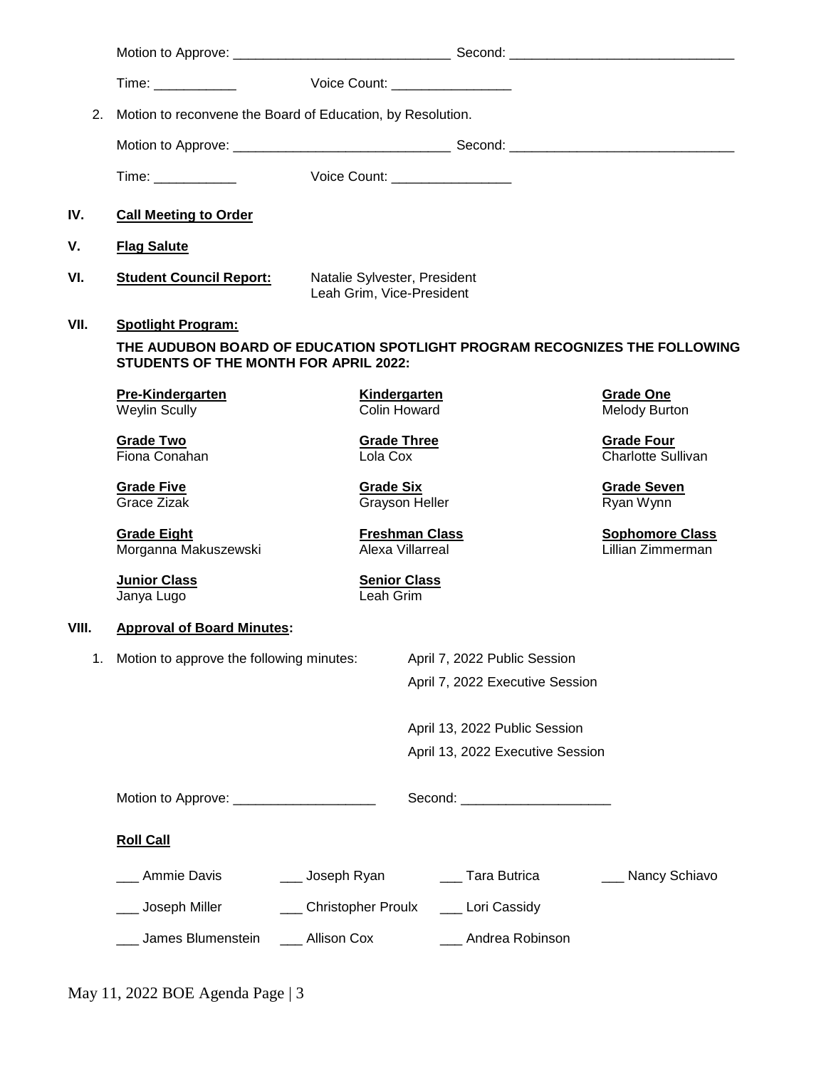Motion to Approve: _____________________________ Second: ______________________________

Time: ___________ Voice Count: ________________

2. Motion to reconvene the Board of Education, by Resolution.

Motion to Approve: _____________________________ Second: ______________________________

Time: ___________ Voice Count: ________________

**IV. Call Meeting to Order**

**V. Flag Salute**

**VI. Student Council Report:** Natalie Sylvester, President
Leah Grim, Vice-President

**VII. Spotlight Program:**

**THE AUDUBON BOARD OF EDUCATION SPOTLIGHT PROGRAM RECOGNIZES THE FOLLOWING STUDENTS OF THE MONTH FOR APRIL 2022:**

| | | |
|---|---|---|
| **Pre-Kindergarten**<br>Weylin Scully | **Kindergarten**<br>Colin Howard | **Grade One**<br>Melody Burton |
| **Grade Two**<br>Fiona Conahan | **Grade Three**<br>Lola Cox | **Grade Four**<br>Charlotte Sullivan |
| **Grade Five**<br>Grace Zizak | **Grade Six**<br>Grayson Heller | **Grade Seven**<br>Ryan Wynn |
| **Grade Eight**<br>Morganna Makuszewski | **Freshman Class**<br>Alexa Villarreal | **Sophomore Class**<br>Lillian Zimmerman |
| **Junior Class**<br>Janya Lugo | **Senior Class**<br>Leah Grim | |

**VIII. Approval of Board Minutes:**

1. Motion to approve the following minutes:
   - April 7, 2022 Public Session
   - April 7, 2022 Executive Session
   - April 13, 2022 Public Session
   - April 13, 2022 Executive Session

Motion to Approve: ___________________ Second: ____________________

**Roll Call**

___ Ammie Davis ___ Joseph Ryan ___ Tara Butrica ___ Nancy Schiavo

___ Joseph Miller ___ Christopher Proulx ___ Lori Cassidy

___ James Blumenstein ___ Allison Cox ___ Andrea Robinson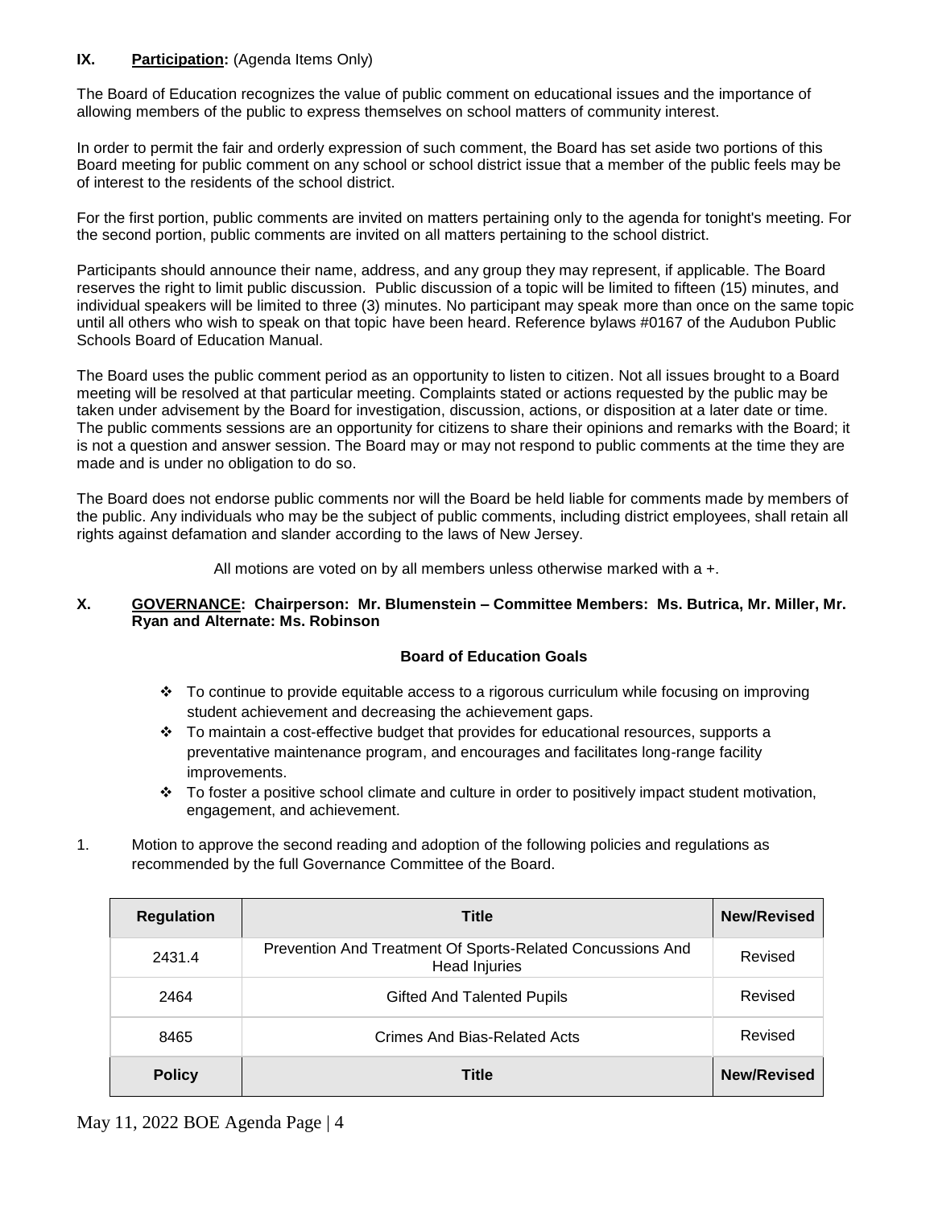## IX. **Participation:** (Agenda Items Only)

The Board of Education recognizes the value of public comment on educational issues and the importance of allowing members of the public to express themselves on school matters of community interest.

In order to permit the fair and orderly expression of such comment, the Board has set aside two portions of this Board meeting for public comment on any school or school district issue that a member of the public feels may be of interest to the residents of the school district.

For the first portion, public comments are invited on matters pertaining only to the agenda for tonight's meeting. For the second portion, public comments are invited on all matters pertaining to the school district.

Participants should announce their name, address, and any group they may represent, if applicable. The Board reserves the right to limit public discussion. Public discussion of a topic will be limited to fifteen (15) minutes, and individual speakers will be limited to three (3) minutes. No participant may speak more than once on the same topic until all others who wish to speak on that topic have been heard. Reference bylaws #0167 of the Audubon Public Schools Board of Education Manual.

The Board uses the public comment period as an opportunity to listen to citizen. Not all issues brought to a Board meeting will be resolved at that particular meeting. Complaints stated or actions requested by the public may be taken under advisement by the Board for investigation, discussion, actions, or disposition at a later date or time. The public comments sessions are an opportunity for citizens to share their opinions and remarks with the Board; it is not a question and answer session. The Board may or may not respond to public comments at the time they are made and is under no obligation to do so.

The Board does not endorse public comments nor will the Board be held liable for comments made by members of the public. Any individuals who may be the subject of public comments, including district employees, shall retain all rights against defamation and slander according to the laws of New Jersey.

All motions are voted on by all members unless otherwise marked with a +.

## X. **GOVERNANCE**: Chairperson: Mr. Blumenstein – Committee Members: Ms. Butrica, Mr. Miller, Mr. Ryan and Alternate: Ms. Robinson

**Board of Education Goals**

- To continue to provide equitable access to a rigorous curriculum while focusing on improving student achievement and decreasing the achievement gaps.
- To maintain a cost-effective budget that provides for educational resources, supports a preventative maintenance program, and encourages and facilitates long-range facility improvements.
- To foster a positive school climate and culture in order to positively impact student motivation, engagement, and achievement.

1. Motion to approve the second reading and adoption of the following policies and regulations as recommended by the full Governance Committee of the Board.

| Regulation | Title | New/Revised |
|---|---|---|
| 2431.4 | Prevention And Treatment Of Sports-Related Concussions And Head Injuries | Revised |
| 2464 | Gifted And Talented Pupils | Revised |
| 8465 | Crimes And Bias-Related Acts | Revised |
| **Policy** | **Title** | **New/Revised** |

May 11, 2022 BOE Agenda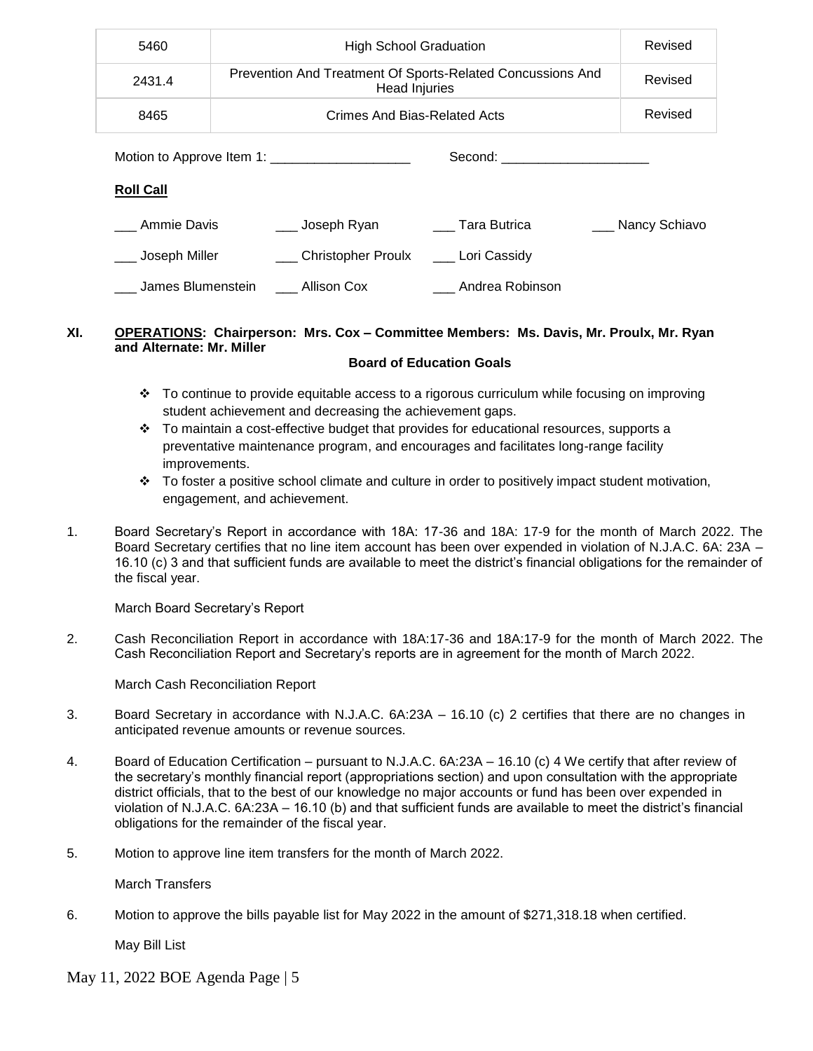| 5460 | High School Graduation | Revised |
|---|---|---|
| 2431.4 | Prevention And Treatment Of Sports-Related Concussions And Head Injuries | Revised |
| 8465 | Crimes And Bias-Related Acts | Revised |

Motion to Approve Item 1: ___________________ Second: ____________________

**Roll Call**

___ Ammie Davis ___ Joseph Ryan ___ Tara Butrica ___ Nancy Schiavo

___ Joseph Miller ___ Christopher Proulx ___ Lori Cassidy

___ James Blumenstein ___ Allison Cox ___ Andrea Robinson

## XI. **OPERATIONS: Chairperson: Mrs. Cox – Committee Members: Ms. Davis, Mr. Proulx, Mr. Ryan and Alternate: Mr. Miller**

**Board of Education Goals**

- To continue to provide equitable access to a rigorous curriculum while focusing on improving student achievement and decreasing the achievement gaps.
- To maintain a cost-effective budget that provides for educational resources, supports a preventative maintenance program, and encourages and facilitates long-range facility improvements.
- To foster a positive school climate and culture in order to positively impact student motivation, engagement, and achievement.

1. Board Secretary's Report in accordance with 18A: 17-36 and 18A: 17-9 for the month of March 2022. The Board Secretary certifies that no line item account has been over expended in violation of N.J.A.C. 6A: 23A – 16.10 (c) 3 and that sufficient funds are available to meet the district's financial obligations for the remainder of the fiscal year.

   March Board Secretary's Report

2. Cash Reconciliation Report in accordance with 18A:17-36 and 18A:17-9 for the month of March 2022. The Cash Reconciliation Report and Secretary's reports are in agreement for the month of March 2022.

   March Cash Reconciliation Report

3. Board Secretary in accordance with N.J.A.C. 6A:23A – 16.10 (c) 2 certifies that there are no changes in anticipated revenue amounts or revenue sources.

4. Board of Education Certification – pursuant to N.J.A.C. 6A:23A – 16.10 (c) 4 We certify that after review of the secretary's monthly financial report (appropriations section) and upon consultation with the appropriate district officials, that to the best of our knowledge no major accounts or fund has been over expended in violation of N.J.A.C. 6A:23A – 16.10 (b) and that sufficient funds are available to meet the district's financial obligations for the remainder of the fiscal year.

5. Motion to approve line item transfers for the month of March 2022.

   March Transfers

6. Motion to approve the bills payable list for May 2022 in the amount of $271,318.18 when certified.

   May Bill List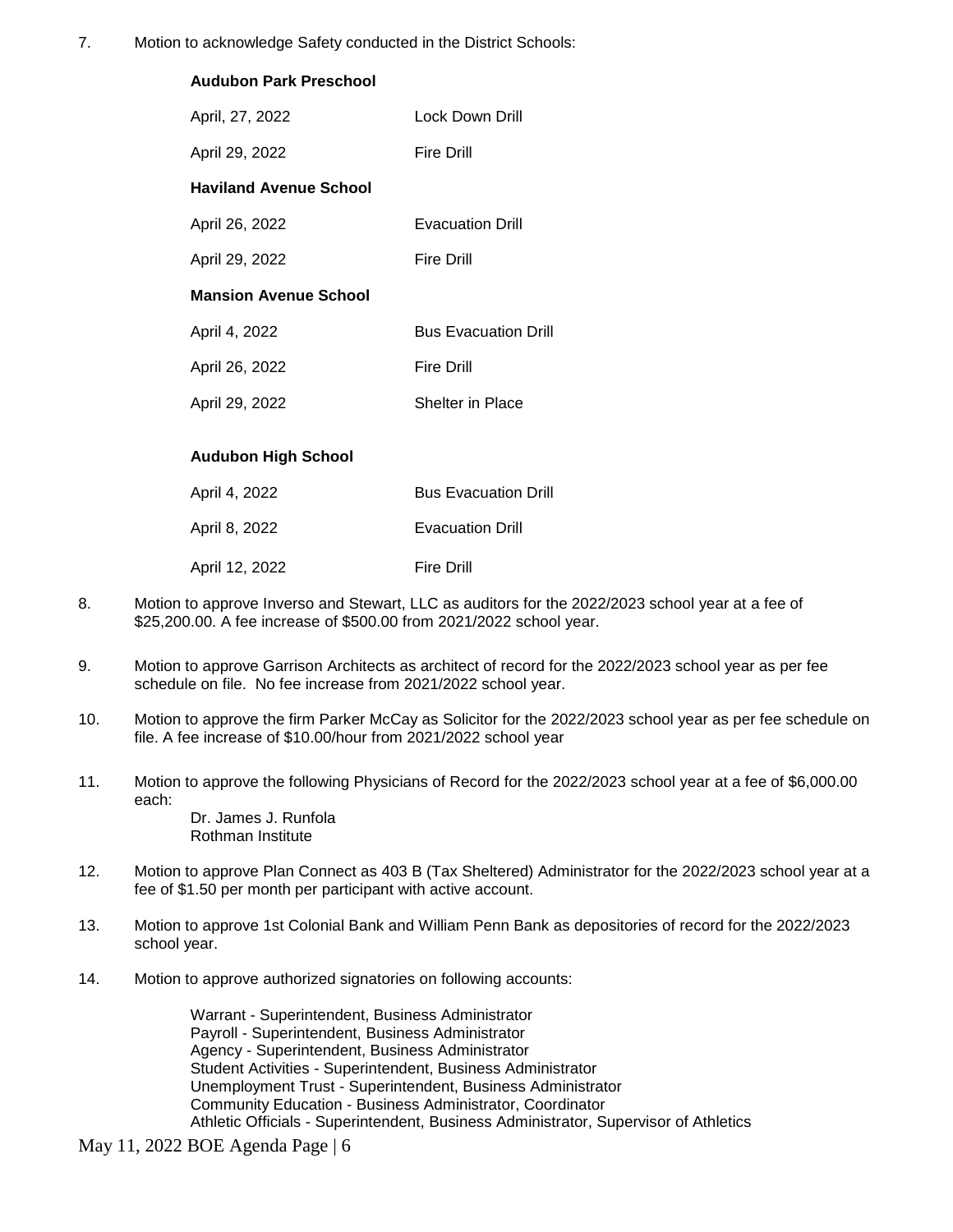7. Motion to acknowledge Safety conducted in the District Schools:

**Audubon Park Preschool**

| | |
|---|---|
| April, 27, 2022 | Lock Down Drill |
| April 29, 2022 | Fire Drill |

**Haviland Avenue School**

| | |
|---|---|
| April 26, 2022 | Evacuation Drill |
| April 29, 2022 | Fire Drill |

**Mansion Avenue School**

| | |
|---|---|
| April 4, 2022 | Bus Evacuation Drill |
| April 26, 2022 | Fire Drill |
| April 29, 2022 | Shelter in Place |

**Audubon High School**

| | |
|---|---|
| April 4, 2022 | Bus Evacuation Drill |
| April 8, 2022 | Evacuation Drill |
| April 12, 2022 | Fire Drill |

8. Motion to approve Inverso and Stewart, LLC as auditors for the 2022/2023 school year at a fee of $25,200.00. A fee increase of $500.00 from 2021/2022 school year.

9. Motion to approve Garrison Architects as architect of record for the 2022/2023 school year as per fee schedule on file. No fee increase from 2021/2022 school year.

10. Motion to approve the firm Parker McCay as Solicitor for the 2022/2023 school year as per fee schedule on file. A fee increase of $10.00/hour from 2021/2022 school year

11. Motion to approve the following Physicians of Record for the 2022/2023 school year at a fee of $6,000.00 each:
    Dr. James J. Runfola
    Rothman Institute

12. Motion to approve Plan Connect as 403 B (Tax Sheltered) Administrator for the 2022/2023 school year at a fee of $1.50 per month per participant with active account.

13. Motion to approve 1st Colonial Bank and William Penn Bank as depositories of record for the 2022/2023 school year.

14. Motion to approve authorized signatories on following accounts:

    Warrant - Superintendent, Business Administrator
    Payroll - Superintendent, Business Administrator
    Agency - Superintendent, Business Administrator
    Student Activities - Superintendent, Business Administrator
    Unemployment Trust - Superintendent, Business Administrator
    Community Education - Business Administrator, Coordinator
    Athletic Officials - Superintendent, Business Administrator, Supervisor of Athletics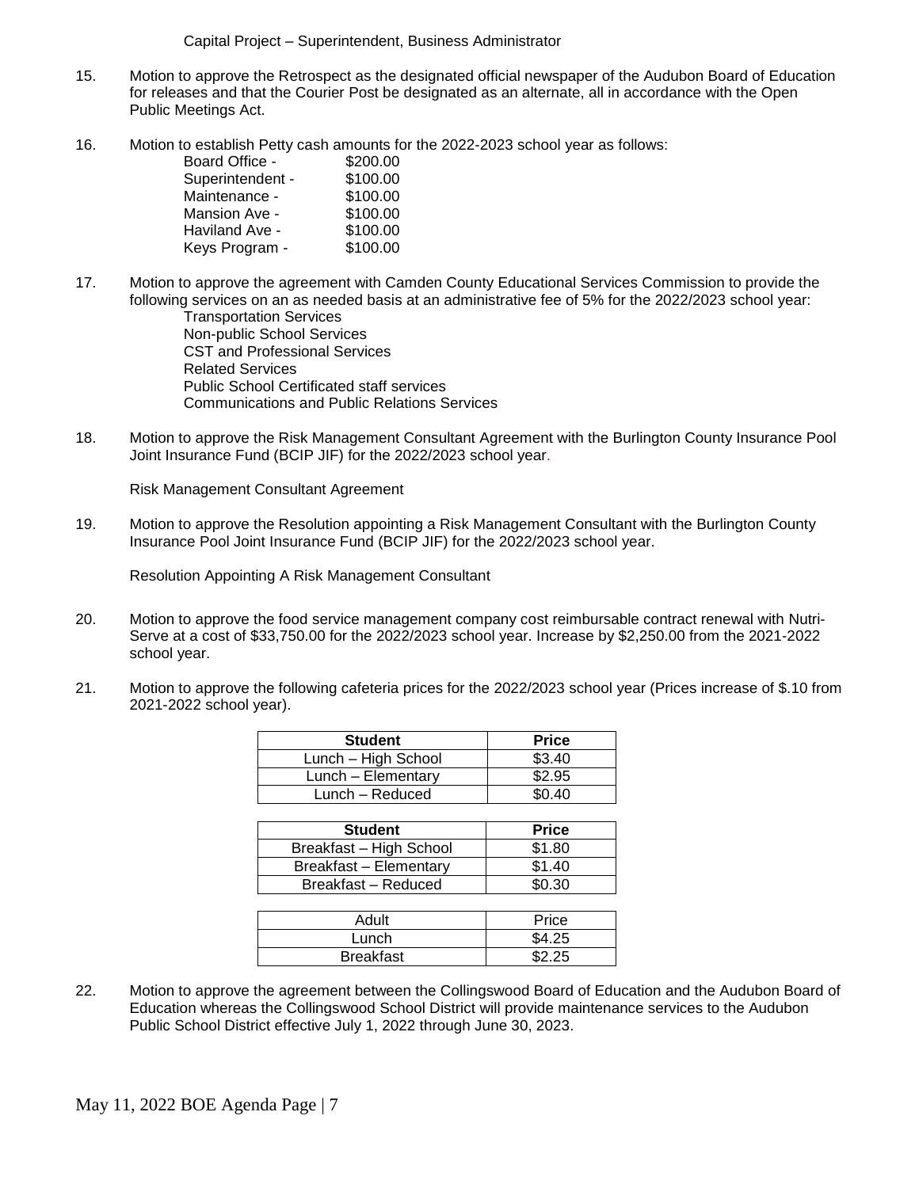Capital Project – Superintendent, Business Administrator

15. Motion to approve the Retrospect as the designated official newspaper of the Audubon Board of Education for releases and that the Courier Post be designated as an alternate, all in accordance with the Open Public Meetings Act.

16. Motion to establish Petty cash amounts for the 2022-2023 school year as follows:

    | | |
    |---|---|
    | Board Office - | $200.00 |
    | Superintendent - | $100.00 |
    | Maintenance - | $100.00 |
    | Mansion Ave - | $100.00 |
    | Haviland Ave - | $100.00 |
    | Keys Program - | $100.00 |

17. Motion to approve the agreement with Camden County Educational Services Commission to provide the following services on an as needed basis at an administrative fee of 5% for the 2022/2023 school year:
    - Transportation Services
    - Non-public School Services
    - CST and Professional Services
    - Related Services
    - Public School Certificated staff services
    - Communications and Public Relations Services

18. Motion to approve the Risk Management Consultant Agreement with the Burlington County Insurance Pool Joint Insurance Fund (BCIP JIF) for the 2022/2023 school year.

    Risk Management Consultant Agreement

19. Motion to approve the Resolution appointing a Risk Management Consultant with the Burlington County Insurance Pool Joint Insurance Fund (BCIP JIF) for the 2022/2023 school year.

    Resolution Appointing A Risk Management Consultant

20. Motion to approve the food service management company cost reimbursable contract renewal with Nutri-Serve at a cost of $33,750.00 for the 2022/2023 school year. Increase by $2,250.00 from the 2021-2022 school year.

21. Motion to approve the following cafeteria prices for the 2022/2023 school year (Prices increase of $.10 from 2021-2022 school year).

    | Student | Price |
    |---|---|
    | Lunch – High School | $3.40 |
    | Lunch – Elementary | $2.95 |
    | Lunch – Reduced | $0.40 |

    | Student | Price |
    |---|---|
    | Breakfast – High School | $1.80 |
    | Breakfast – Elementary | $1.40 |
    | Breakfast – Reduced | $0.30 |

    | Adult | Price |
    |---|---|
    | Lunch | $4.25 |
    | Breakfast | $2.25 |

22. Motion to approve the agreement between the Collingswood Board of Education and the Audubon Board of Education whereas the Collingswood School District will provide maintenance services to the Audubon Public School District effective July 1, 2022 through June 30, 2023.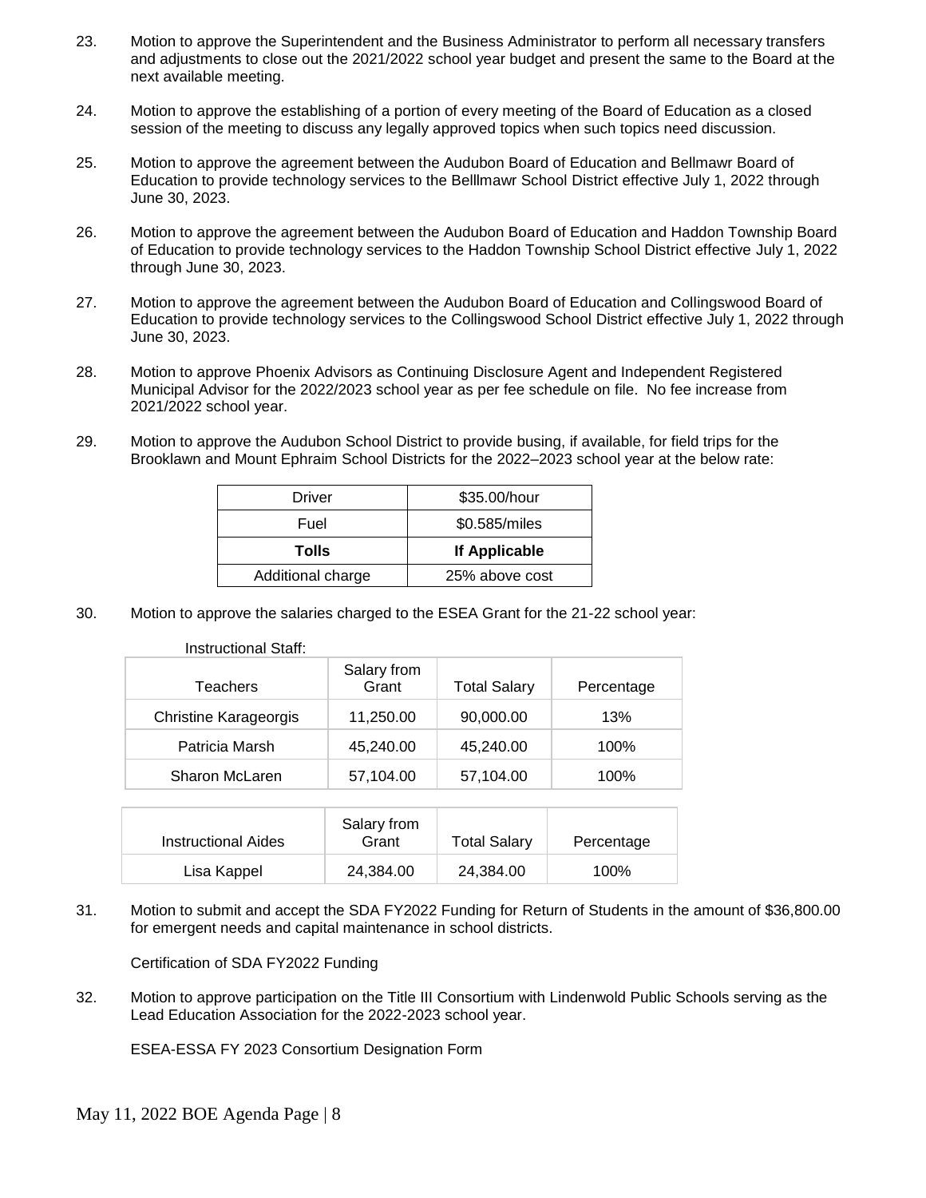23. Motion to approve the Superintendent and the Business Administrator to perform all necessary transfers and adjustments to close out the 2021/2022 school year budget and present the same to the Board at the next available meeting.

24. Motion to approve the establishing of a portion of every meeting of the Board of Education as a closed session of the meeting to discuss any legally approved topics when such topics need discussion.

25. Motion to approve the agreement between the Audubon Board of Education and Bellmawr Board of Education to provide technology services to the Belllmawr School District effective July 1, 2022 through June 30, 2023.

26. Motion to approve the agreement between the Audubon Board of Education and Haddon Township Board of Education to provide technology services to the Haddon Township School District effective July 1, 2022 through June 30, 2023.

27. Motion to approve the agreement between the Audubon Board of Education and Collingswood Board of Education to provide technology services to the Collingswood School District effective July 1, 2022 through June 30, 2023.

28. Motion to approve Phoenix Advisors as Continuing Disclosure Agent and Independent Registered Municipal Advisor for the 2022/2023 school year as per fee schedule on file. No fee increase from 2021/2022 school year.

29. Motion to approve the Audubon School District to provide busing, if available, for field trips for the Brooklawn and Mount Ephraim School Districts for the 2022–2023 school year at the below rate:

| Driver | $35.00/hour |
|---|---|
| Fuel | $0.585/miles |
| **Tolls** | **If Applicable** |
| Additional charge | 25% above cost |

30. Motion to approve the salaries charged to the ESEA Grant for the 21-22 school year:

Instructional Staff:

| Teachers | Salary from Grant | Total Salary | Percentage |
|---|---|---|---|
| Christine Karageorgis | 11,250.00 | 90,000.00 | 13% |
| Patricia Marsh | 45,240.00 | 45,240.00 | 100% |
| Sharon McLaren | 57,104.00 | 57,104.00 | 100% |

| Instructional Aides | Salary from Grant | Total Salary | Percentage |
|---|---|---|---|
| Lisa Kappel | 24,384.00 | 24,384.00 | 100% |

31. Motion to submit and accept the SDA FY2022 Funding for Return of Students in the amount of $36,800.00 for emergent needs and capital maintenance in school districts.

    Certification of SDA FY2022 Funding

32. Motion to approve participation on the Title III Consortium with Lindenwold Public Schools serving as the Lead Education Association for the 2022-2023 school year.

    ESEA-ESSA FY 2023 Consortium Designation Form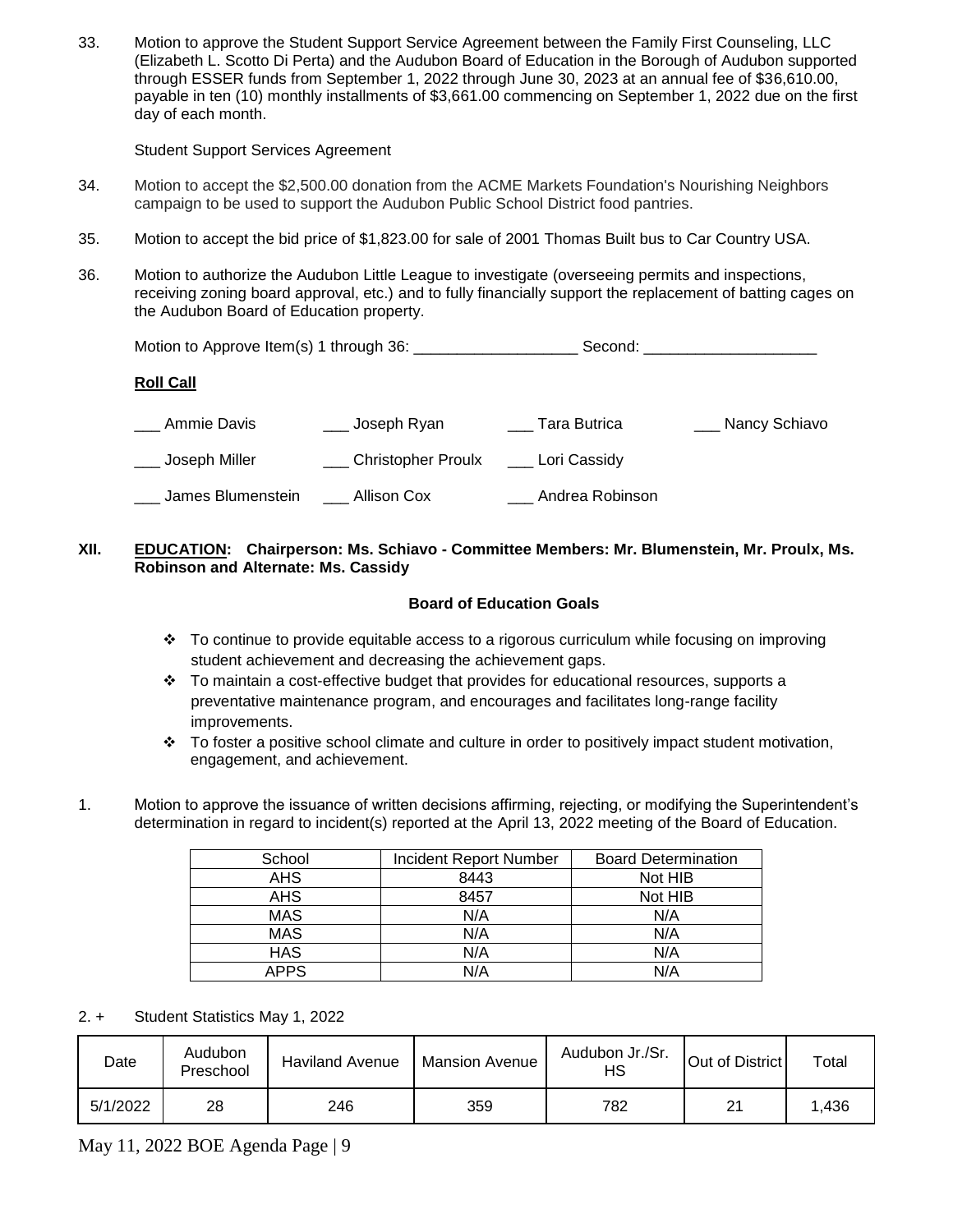33. Motion to approve the Student Support Service Agreement between the Family First Counseling, LLC (Elizabeth L. Scotto Di Perta) and the Audubon Board of Education in the Borough of Audubon supported through ESSER funds from September 1, 2022 through June 30, 2023 at an annual fee of $36,610.00, payable in ten (10) monthly installments of $3,661.00 commencing on September 1, 2022 due on the first day of each month.

    Student Support Services Agreement

34. Motion to accept the $2,500.00 donation from the ACME Markets Foundation's Nourishing Neighbors campaign to be used to support the Audubon Public School District food pantries.

35. Motion to accept the bid price of $1,823.00 for sale of 2001 Thomas Built bus to Car Country USA.

36. Motion to authorize the Audubon Little League to investigate (overseeing permits and inspections, receiving zoning board approval, etc.) and to fully financially support the replacement of batting cages on the Audubon Board of Education property.

Motion to Approve Item(s) 1 through 36: ___________________ Second: ____________________

**Roll Call**

___ Ammie Davis ___ Joseph Ryan ___ Tara Butrica ___ Nancy Schiavo

___ Joseph Miller ___ Christopher Proulx ___ Lori Cassidy

___ James Blumenstein ___ Allison Cox ___ Andrea Robinson

**XII. EDUCATION: Chairperson: Ms. Schiavo - Committee Members: Mr. Blumenstein, Mr. Proulx, Ms. Robinson and Alternate: Ms. Cassidy**

**Board of Education Goals**

- To continue to provide equitable access to a rigorous curriculum while focusing on improving student achievement and decreasing the achievement gaps.
- To maintain a cost-effective budget that provides for educational resources, supports a preventative maintenance program, and encourages and facilitates long-range facility improvements.
- To foster a positive school climate and culture in order to positively impact student motivation, engagement, and achievement.

1. Motion to approve the issuance of written decisions affirming, rejecting, or modifying the Superintendent's determination in regard to incident(s) reported at the April 13, 2022 meeting of the Board of Education.

| School | Incident Report Number | Board Determination |
|---|---|---|
| AHS | 8443 | Not HIB |
| AHS | 8457 | Not HIB |
| MAS | N/A | N/A |
| MAS | N/A | N/A |
| HAS | N/A | N/A |
| APPS | N/A | N/A |

2. + Student Statistics May 1, 2022

| Date | Audubon Preschool | Haviland Avenue | Mansion Avenue | Audubon Jr./Sr. HS | Out of District | Total |
|---|---|---|---|---|---|---|
| 5/1/2022 | 28 | 246 | 359 | 782 | 21 | 1,436 |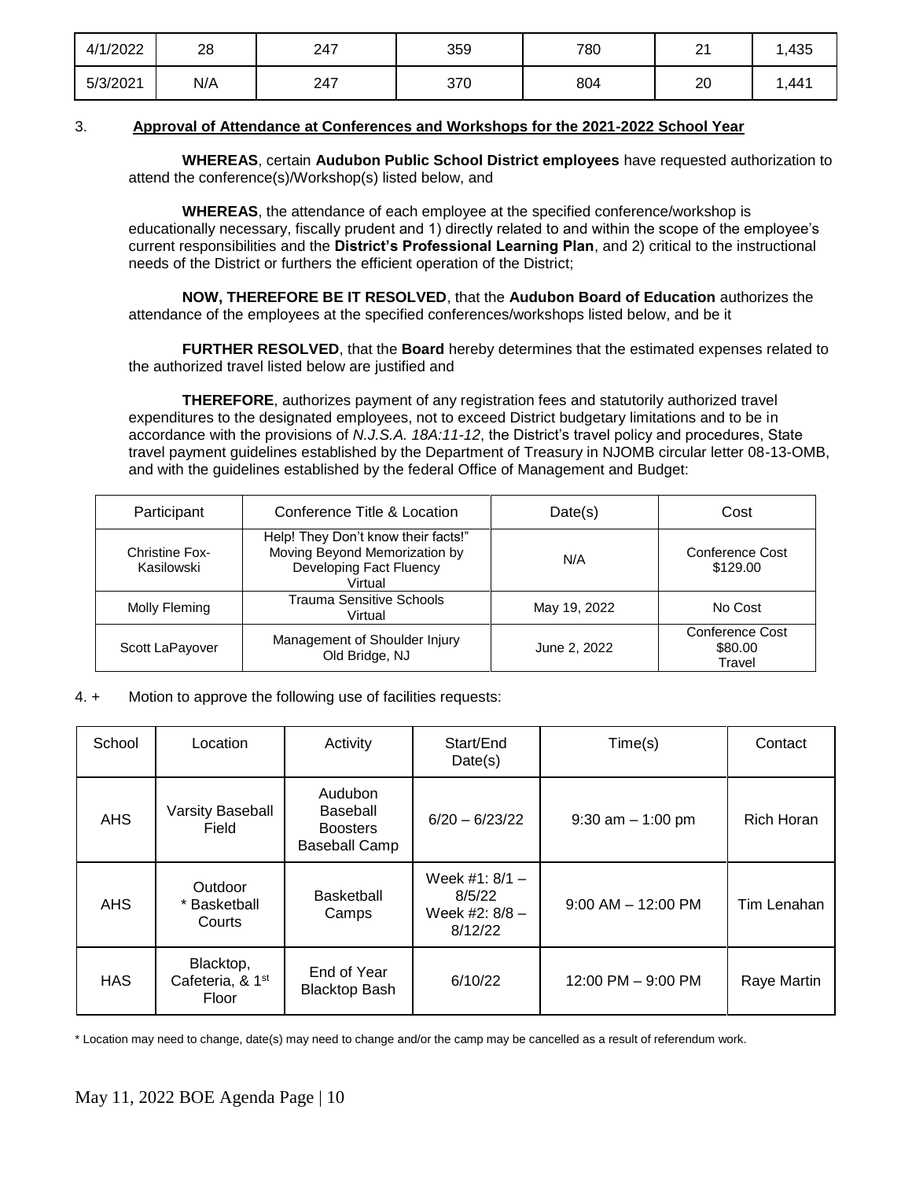| 4/1/2022 | 28 | 247 | 359 | 780 | 21 | 1,435 |
|---|---|---|---|---|---|---|
| 5/3/2021 | N/A | 247 | 370 | 804 | 20 | 1,441 |

3. **Approval of Attendance at Conferences and Workshops for the 2021-2022 School Year**

**WHEREAS**, certain **Audubon Public School District employees** have requested authorization to attend the conference(s)/Workshop(s) listed below, and

**WHEREAS**, the attendance of each employee at the specified conference/workshop is educationally necessary, fiscally prudent and 1) directly related to and within the scope of the employee's current responsibilities and the **District's Professional Learning Plan**, and 2) critical to the instructional needs of the District or furthers the efficient operation of the District;

**NOW, THEREFORE BE IT RESOLVED**, that the **Audubon Board of Education** authorizes the attendance of the employees at the specified conferences/workshops listed below, and be it

**FURTHER RESOLVED**, that the **Board** hereby determines that the estimated expenses related to the authorized travel listed below are justified and

**THEREFORE**, authorizes payment of any registration fees and statutorily authorized travel expenditures to the designated employees, not to exceed District budgetary limitations and to be in accordance with the provisions of *N.J.S.A. 18A:11-12*, the District's travel policy and procedures, State travel payment guidelines established by the Department of Treasury in NJOMB circular letter 08-13-OMB, and with the guidelines established by the federal Office of Management and Budget:

| Participant | Conference Title & Location | Date(s) | Cost |
|---|---|---|---|
| Christine Fox-Kasilowski | Help! They Don't know their facts!" Moving Beyond Memorization by Developing Fact Fluency Virtual | N/A | Conference Cost $129.00 |
| Molly Fleming | Trauma Sensitive Schools Virtual | May 19, 2022 | No Cost |
| Scott LaPayover | Management of Shoulder Injury Old Bridge, NJ | June 2, 2022 | Conference Cost $80.00 Travel |

4. + Motion to approve the following use of facilities requests:

| School | Location | Activity | Start/End Date(s) | Time(s) | Contact |
|---|---|---|---|---|---|
| AHS | Varsity Baseball Field | Audubon Baseball Boosters Baseball Camp | 6/20 – 6/23/22 | 9:30 am – 1:00 pm | Rich Horan |
| AHS | Outdoor * Basketball Courts | Basketball Camps | Week #1: 8/1 – 8/5/22 Week #2: 8/8 – 8/12/22 | 9:00 AM – 12:00 PM | Tim Lenahan |
| HAS | Blacktop, Cafeteria, & 1st Floor | End of Year Blacktop Bash | 6/10/22 | 12:00 PM – 9:00 PM | Raye Martin |

* Location may need to change, date(s) may need to change and/or the camp may be cancelled as a result of referendum work.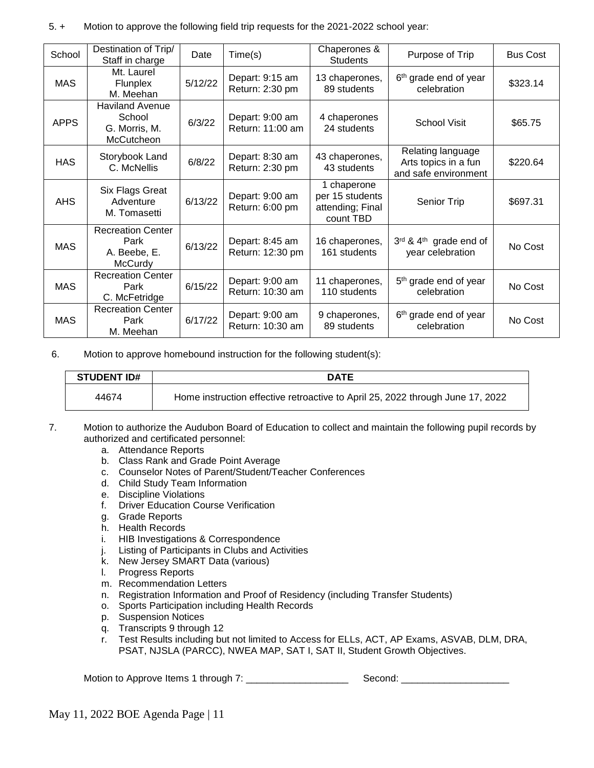5. + Motion to approve the following field trip requests for the 2021-2022 school year:

| School | Destination of Trip/ Staff in charge | Date | Time(s) | Chaperones & Students | Purpose of Trip | Bus Cost |
|---|---|---|---|---|---|---|
| MAS | Mt. Laurel Flunplex M. Meehan | 5/12/22 | Depart: 9:15 am Return: 2:30 pm | 13 chaperones, 89 students | 6th grade end of year celebration | $323.14 |
| APPS | Haviland Avenue School G. Morris, M. McCutcheon | 6/3/22 | Depart: 9:00 am Return: 11:00 am | 4 chaperones 24 students | School Visit | $65.75 |
| HAS | Storybook Land C. McNellis | 6/8/22 | Depart: 8:30 am Return: 2:30 pm | 43 chaperones, 43 students | Relating language Arts topics in a fun and safe environment | $220.64 |
| AHS | Six Flags Great Adventure M. Tomasetti | 6/13/22 | Depart: 9:00 am Return: 6:00 pm | 1 chaperone per 15 students attending; Final count TBD | Senior Trip | $697.31 |
| MAS | Recreation Center Park A. Beebe, E. McCurdy | 6/13/22 | Depart: 8:45 am Return: 12:30 pm | 16 chaperones, 161 students | 3rd & 4th grade end of year celebration | No Cost |
| MAS | Recreation Center Park C. McFetridge | 6/15/22 | Depart: 9:00 am Return: 10:30 am | 11 chaperones, 110 students | 5th grade end of year celebration | No Cost |
| MAS | Recreation Center Park M. Meehan | 6/17/22 | Depart: 9:00 am Return: 10:30 am | 9 chaperones, 89 students | 6th grade end of year celebration | No Cost |

6. Motion to approve homebound instruction for the following student(s):

| STUDENT ID# | DATE |
|---|---|
| 44674 | Home instruction effective retroactive to April 25, 2022 through June 17, 2022 |

7. Motion to authorize the Audubon Board of Education to collect and maintain the following pupil records by authorized and certificated personnel:

   a. Attendance Reports
   b. Class Rank and Grade Point Average
   c. Counselor Notes of Parent/Student/Teacher Conferences
   d. Child Study Team Information
   e. Discipline Violations
   f. Driver Education Course Verification
   g. Grade Reports
   h. Health Records
   i. HIB Investigations & Correspondence
   j. Listing of Participants in Clubs and Activities
   k. New Jersey SMART Data (various)
   l. Progress Reports
   m. Recommendation Letters
   n. Registration Information and Proof of Residency (including Transfer Students)
   o. Sports Participation including Health Records
   p. Suspension Notices
   q. Transcripts 9 through 12
   r. Test Results including but not limited to Access for ELLs, ACT, AP Exams, ASVAB, DLM, DRA, PSAT, NJSLA (PARCC), NWEA MAP, SAT I, SAT II, Student Growth Objectives.

Motion to Approve Items 1 through 7: ___________________ Second: ____________________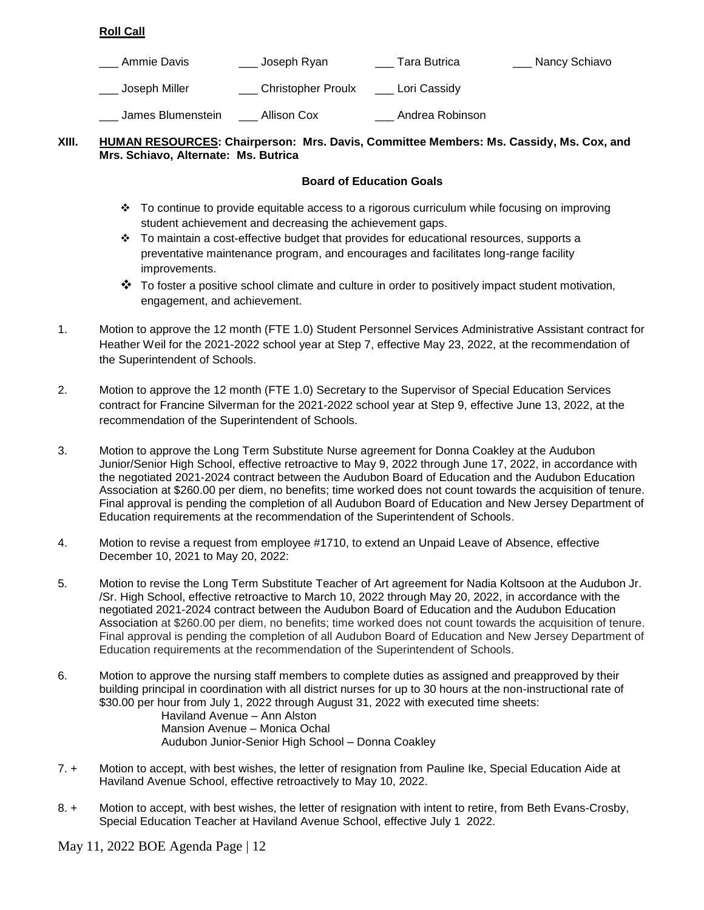**Roll Call**

___ Ammie Davis ___ Joseph Ryan ___ Tara Butrica ___ Nancy Schiavo

___ Joseph Miller ___ Christopher Proulx ___ Lori Cassidy

___ James Blumenstein ___ Allison Cox ___ Andrea Robinson

**XIII. HUMAN RESOURCES: Chairperson: Mrs. Davis, Committee Members: Ms. Cassidy, Ms. Cox, and Mrs. Schiavo, Alternate: Ms. Butrica**

**Board of Education Goals**

- To continue to provide equitable access to a rigorous curriculum while focusing on improving student achievement and decreasing the achievement gaps.
- To maintain a cost-effective budget that provides for educational resources, supports a preventative maintenance program, and encourages and facilitates long-range facility improvements.
- To foster a positive school climate and culture in order to positively impact student motivation, engagement, and achievement.

1. Motion to approve the 12 month (FTE 1.0) Student Personnel Services Administrative Assistant contract for Heather Weil for the 2021-2022 school year at Step 7, effective May 23, 2022, at the recommendation of the Superintendent of Schools.

2. Motion to approve the 12 month (FTE 1.0) Secretary to the Supervisor of Special Education Services contract for Francine Silverman for the 2021-2022 school year at Step 9, effective June 13, 2022, at the recommendation of the Superintendent of Schools.

3. Motion to approve the Long Term Substitute Nurse agreement for Donna Coakley at the Audubon Junior/Senior High School, effective retroactive to May 9, 2022 through June 17, 2022, in accordance with the negotiated 2021-2024 contract between the Audubon Board of Education and the Audubon Education Association at $260.00 per diem, no benefits; time worked does not count towards the acquisition of tenure. Final approval is pending the completion of all Audubon Board of Education and New Jersey Department of Education requirements at the recommendation of the Superintendent of Schools.

4. Motion to revise a request from employee #1710, to extend an Unpaid Leave of Absence, effective December 10, 2021 to May 20, 2022:

5. Motion to revise the Long Term Substitute Teacher of Art agreement for Nadia Koltsoon at the Audubon Jr. /Sr. High School, effective retroactive to March 10, 2022 through May 20, 2022, in accordance with the negotiated 2021-2024 contract between the Audubon Board of Education and the Audubon Education Association at $260.00 per diem, no benefits; time worked does not count towards the acquisition of tenure. Final approval is pending the completion of all Audubon Board of Education and New Jersey Department of Education requirements at the recommendation of the Superintendent of Schools.

6. Motion to approve the nursing staff members to complete duties as assigned and preapproved by their building principal in coordination with all district nurses for up to 30 hours at the non-instructional rate of $30.00 per hour from July 1, 2022 through August 31, 2022 with executed time sheets:
   Haviland Avenue – Ann Alston
   Mansion Avenue – Monica Ochal
   Audubon Junior-Senior High School – Donna Coakley

7. + Motion to accept, with best wishes, the letter of resignation from Pauline Ike, Special Education Aide at Haviland Avenue School, effective retroactively to May 10, 2022.

8. + Motion to accept, with best wishes, the letter of resignation with intent to retire, from Beth Evans-Crosby, Special Education Teacher at Haviland Avenue School, effective July 1 2022.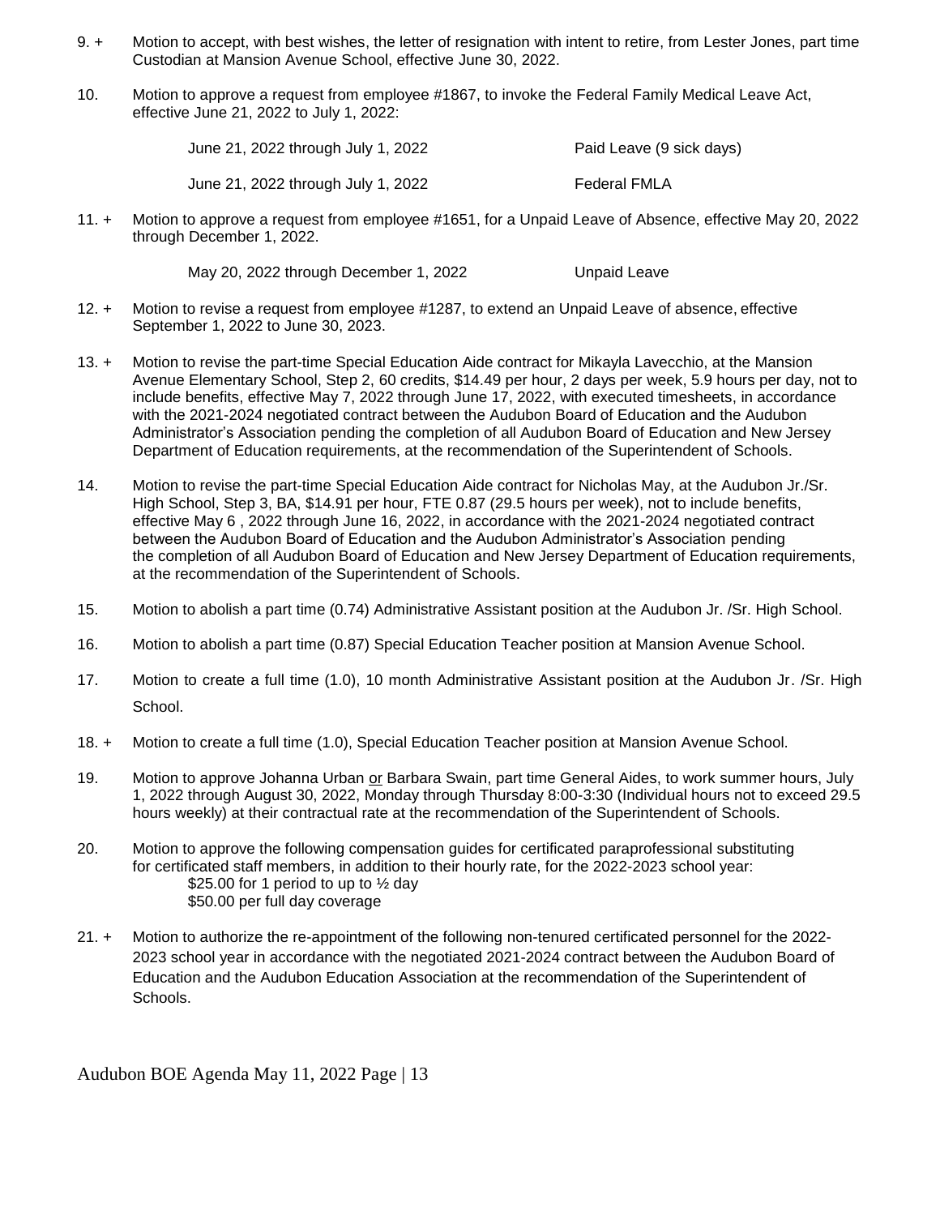9. + Motion to accept, with best wishes, the letter of resignation with intent to retire, from Lester Jones, part time Custodian at Mansion Avenue School, effective June 30, 2022.

10. Motion to approve a request from employee #1867, to invoke the Federal Family Medical Leave Act, effective June 21, 2022 to July 1, 2022:

| | |
|---|---|
| June 21, 2022 through July 1, 2022 | Paid Leave (9 sick days) |
| June 21, 2022 through July 1, 2022 | Federal FMLA |

11. + Motion to approve a request from employee #1651, for a Unpaid Leave of Absence, effective May 20, 2022 through December 1, 2022.

| | |
|---|---|
| May 20, 2022 through December 1, 2022 | Unpaid Leave |

12. + Motion to revise a request from employee #1287, to extend an Unpaid Leave of absence, effective September 1, 2022 to June 30, 2023.

13. + Motion to revise the part-time Special Education Aide contract for Mikayla Lavecchio, at the Mansion Avenue Elementary School, Step 2, 60 credits, $14.49 per hour, 2 days per week, 5.9 hours per day, not to include benefits, effective May 7, 2022 through June 17, 2022, with executed timesheets, in accordance with the 2021-2024 negotiated contract between the Audubon Board of Education and the Audubon Administrator's Association pending the completion of all Audubon Board of Education and New Jersey Department of Education requirements, at the recommendation of the Superintendent of Schools.

14. Motion to revise the part-time Special Education Aide contract for Nicholas May, at the Audubon Jr./Sr. High School, Step 3, BA, $14.91 per hour, FTE 0.87 (29.5 hours per week), not to include benefits, effective May 6 , 2022 through June 16, 2022, in accordance with the 2021-2024 negotiated contract between the Audubon Board of Education and the Audubon Administrator's Association pending the completion of all Audubon Board of Education and New Jersey Department of Education requirements, at the recommendation of the Superintendent of Schools.

15. Motion to abolish a part time (0.74) Administrative Assistant position at the Audubon Jr. /Sr. High School.

16. Motion to abolish a part time (0.87) Special Education Teacher position at Mansion Avenue School.

17. Motion to create a full time (1.0), 10 month Administrative Assistant position at the Audubon Jr. /Sr. High School.

18. + Motion to create a full time (1.0), Special Education Teacher position at Mansion Avenue School.

19. Motion to approve Johanna Urban or Barbara Swain, part time General Aides, to work summer hours, July 1, 2022 through August 30, 2022, Monday through Thursday 8:00-3:30 (Individual hours not to exceed 29.5 hours weekly) at their contractual rate at the recommendation of the Superintendent of Schools.

20. Motion to approve the following compensation guides for certificated paraprofessional substituting for certificated staff members, in addition to their hourly rate, for the 2022-2023 school year:
    $25.00 for 1 period to up to ½ day
    $50.00 per full day coverage

21. + Motion to authorize the re-appointment of the following non-tenured certificated personnel for the 2022-2023 school year in accordance with the negotiated 2021-2024 contract between the Audubon Board of Education and the Audubon Education Association at the recommendation of the Superintendent of Schools.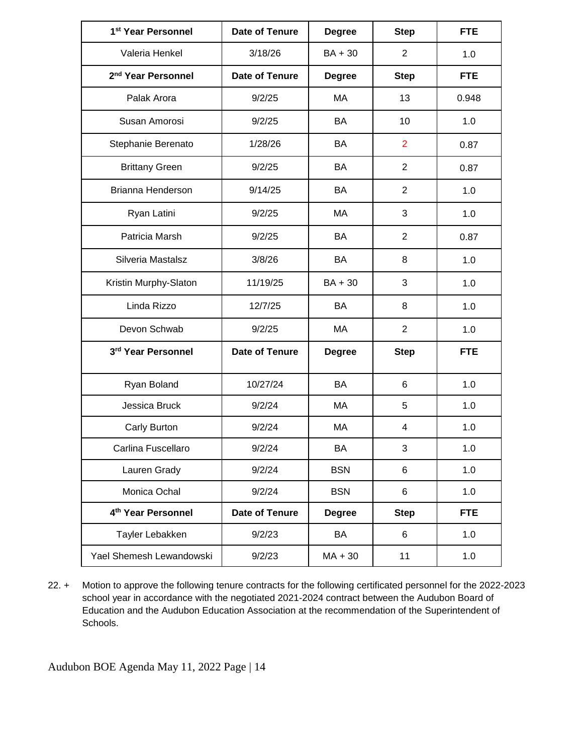| 1st Year Personnel | Date of Tenure | Degree | Step | FTE |
|---|---|---|---|---|
| Valeria Henkel | 3/18/26 | BA + 30 | 2 | 1.0 |
| **2nd Year Personnel** | **Date of Tenure** | **Degree** | **Step** | **FTE** |
| Palak Arora | 9/2/25 | MA | 13 | 0.948 |
| Susan Amorosi | 9/2/25 | BA | 10 | 1.0 |
| Stephanie Berenato | 1/28/26 | BA | 2 | 0.87 |
| Brittany Green | 9/2/25 | BA | 2 | 0.87 |
| Brianna Henderson | 9/14/25 | BA | 2 | 1.0 |
| Ryan Latini | 9/2/25 | MA | 3 | 1.0 |
| Patricia Marsh | 9/2/25 | BA | 2 | 0.87 |
| Silveria Mastalsz | 3/8/26 | BA | 8 | 1.0 |
| Kristin Murphy-Slaton | 11/19/25 | BA + 30 | 3 | 1.0 |
| Linda Rizzo | 12/7/25 | BA | 8 | 1.0 |
| Devon Schwab | 9/2/25 | MA | 2 | 1.0 |
| **3rd Year Personnel** | **Date of Tenure** | **Degree** | **Step** | **FTE** |
| Ryan Boland | 10/27/24 | BA | 6 | 1.0 |
| Jessica Bruck | 9/2/24 | MA | 5 | 1.0 |
| Carly Burton | 9/2/24 | MA | 4 | 1.0 |
| Carlina Fuscellaro | 9/2/24 | BA | 3 | 1.0 |
| Lauren Grady | 9/2/24 | BSN | 6 | 1.0 |
| Monica Ochal | 9/2/24 | BSN | 6 | 1.0 |
| **4th Year Personnel** | **Date of Tenure** | **Degree** | **Step** | **FTE** |
| Tayler Lebakken | 9/2/23 | BA | 6 | 1.0 |
| Yael Shemesh Lewandowski | 9/2/23 | MA + 30 | 11 | 1.0 |

22. + Motion to approve the following tenure contracts for the following certificated personnel for the 2022-2023 school year in accordance with the negotiated 2021-2024 contract between the Audubon Board of Education and the Audubon Education Association at the recommendation of the Superintendent of Schools.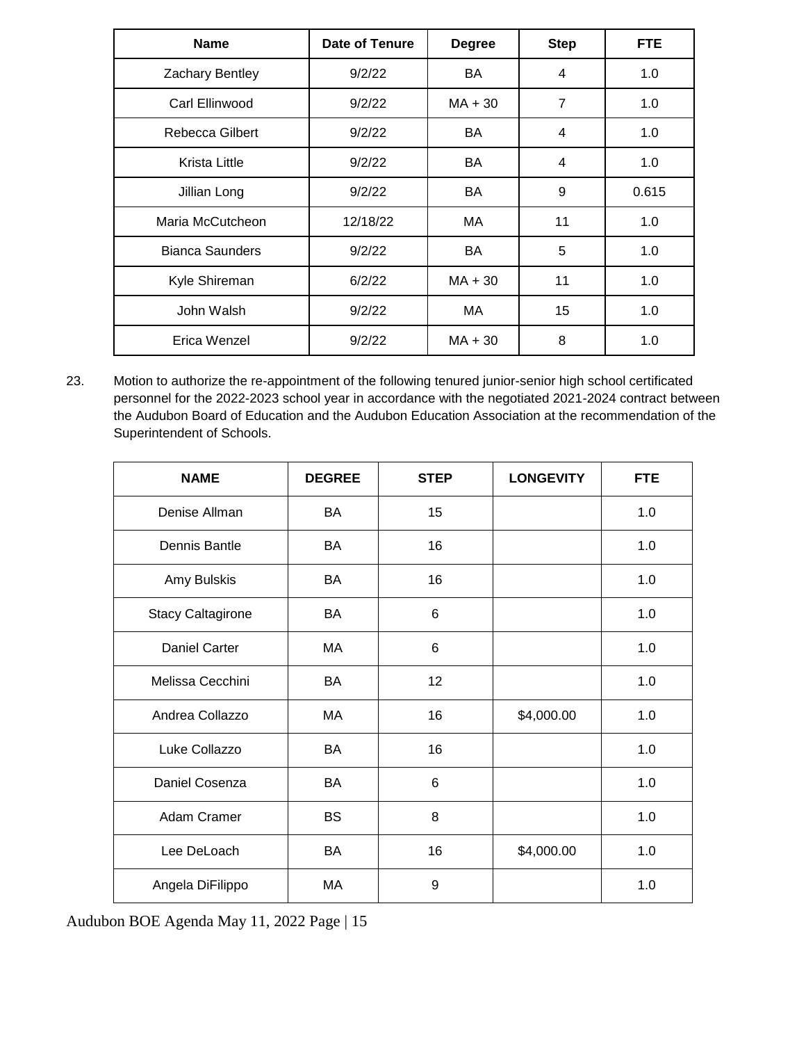| Name | Date of Tenure | Degree | Step | FTE |
|---|---|---|---|---|
| Zachary Bentley | 9/2/22 | BA | 4 | 1.0 |
| Carl Ellinwood | 9/2/22 | MA + 30 | 7 | 1.0 |
| Rebecca Gilbert | 9/2/22 | BA | 4 | 1.0 |
| Krista Little | 9/2/22 | BA | 4 | 1.0 |
| Jillian Long | 9/2/22 | BA | 9 | 0.615 |
| Maria McCutcheon | 12/18/22 | MA | 11 | 1.0 |
| Bianca Saunders | 9/2/22 | BA | 5 | 1.0 |
| Kyle Shireman | 6/2/22 | MA + 30 | 11 | 1.0 |
| John Walsh | 9/2/22 | MA | 15 | 1.0 |
| Erica Wenzel | 9/2/22 | MA + 30 | 8 | 1.0 |

23. Motion to authorize the re-appointment of the following tenured junior-senior high school certificated personnel for the 2022-2023 school year in accordance with the negotiated 2021-2024 contract between the Audubon Board of Education and the Audubon Education Association at the recommendation of the Superintendent of Schools.

| NAME | DEGREE | STEP | LONGEVITY | FTE |
|---|---|---|---|---|
| Denise Allman | BA | 15 | | 1.0 |
| Dennis Bantle | BA | 16 | | 1.0 |
| Amy Bulskis | BA | 16 | | 1.0 |
| Stacy Caltagirone | BA | 6 | | 1.0 |
| Daniel Carter | MA | 6 | | 1.0 |
| Melissa Cecchini | BA | 12 | | 1.0 |
| Andrea Collazzo | MA | 16 | $4,000.00 | 1.0 |
| Luke Collazzo | BA | 16 | | 1.0 |
| Daniel Cosenza | BA | 6 | | 1.0 |
| Adam Cramer | BS | 8 | | 1.0 |
| Lee DeLoach | BA | 16 | $4,000.00 | 1.0 |
| Angela DiFilippo | MA | 9 | | 1.0 |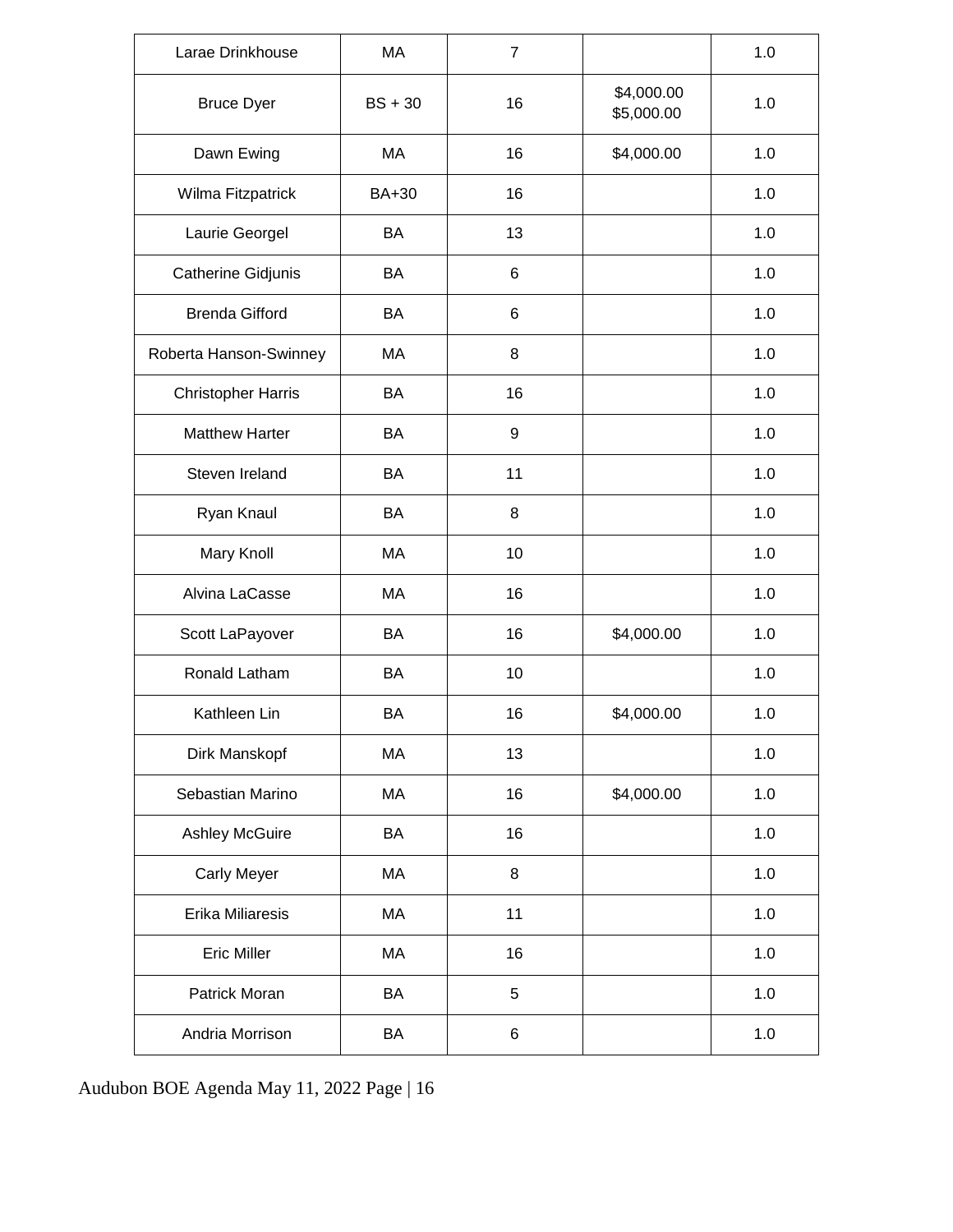| Larae Drinkhouse | MA | 7 | | 1.0 |
|---|---|---|---|---|
| Bruce Dyer | BS + 30 | 16 | $4,000.00 $5,000.00 | 1.0 |
| Dawn Ewing | MA | 16 | $4,000.00 | 1.0 |
| Wilma Fitzpatrick | BA+30 | 16 | | 1.0 |
| Laurie Georgel | BA | 13 | | 1.0 |
| Catherine Gidjunis | BA | 6 | | 1.0 |
| Brenda Gifford | BA | 6 | | 1.0 |
| Roberta Hanson-Swinney | MA | 8 | | 1.0 |
| Christopher Harris | BA | 16 | | 1.0 |
| Matthew Harter | BA | 9 | | 1.0 |
| Steven Ireland | BA | 11 | | 1.0 |
| Ryan Knaul | BA | 8 | | 1.0 |
| Mary Knoll | MA | 10 | | 1.0 |
| Alvina LaCasse | MA | 16 | | 1.0 |
| Scott LaPayover | BA | 16 | $4,000.00 | 1.0 |
| Ronald Latham | BA | 10 | | 1.0 |
| Kathleen Lin | BA | 16 | $4,000.00 | 1.0 |
| Dirk Manskopf | MA | 13 | | 1.0 |
| Sebastian Marino | MA | 16 | $4,000.00 | 1.0 |
| Ashley McGuire | BA | 16 | | 1.0 |
| Carly Meyer | MA | 8 | | 1.0 |
| Erika Miliaresis | MA | 11 | | 1.0 |
| Eric Miller | MA | 16 | | 1.0 |
| Patrick Moran | BA | 5 | | 1.0 |
| Andria Morrison | BA | 6 | | 1.0 |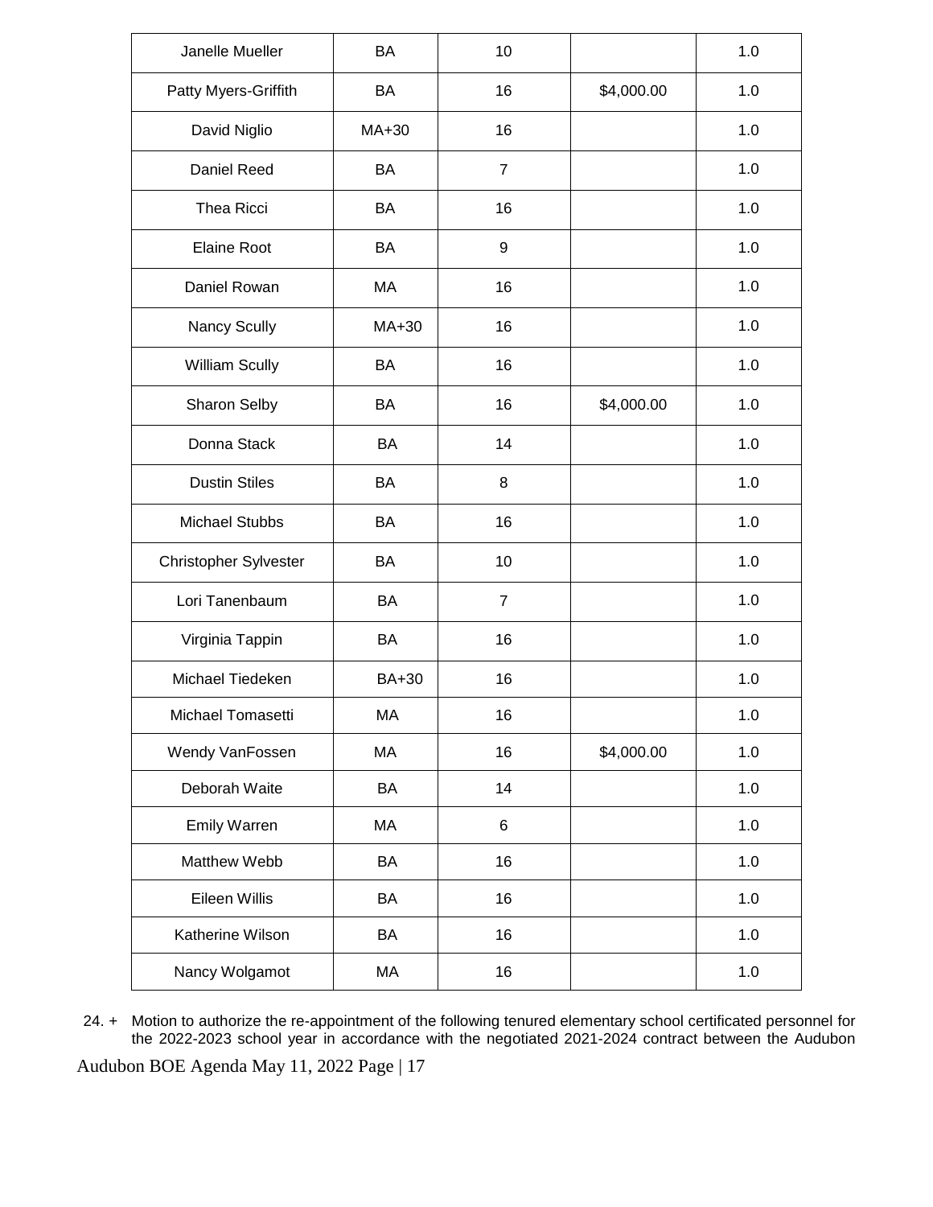| Janelle Mueller | BA | 10 | | 1.0 |
|---|---|---|---|---|
| Patty Myers-Griffith | BA | 16 | $4,000.00 | 1.0 |
| David Niglio | MA+30 | 16 | | 1.0 |
| Daniel Reed | BA | 7 | | 1.0 |
| Thea Ricci | BA | 16 | | 1.0 |
| Elaine Root | BA | 9 | | 1.0 |
| Daniel Rowan | MA | 16 | | 1.0 |
| Nancy Scully | MA+30 | 16 | | 1.0 |
| William Scully | BA | 16 | | 1.0 |
| Sharon Selby | BA | 16 | $4,000.00 | 1.0 |
| Donna Stack | BA | 14 | | 1.0 |
| Dustin Stiles | BA | 8 | | 1.0 |
| Michael Stubbs | BA | 16 | | 1.0 |
| Christopher Sylvester | BA | 10 | | 1.0 |
| Lori Tanenbaum | BA | 7 | | 1.0 |
| Virginia Tappin | BA | 16 | | 1.0 |
| Michael Tiedeken | BA+30 | 16 | | 1.0 |
| Michael Tomasetti | MA | 16 | | 1.0 |
| Wendy VanFossen | MA | 16 | $4,000.00 | 1.0 |
| Deborah Waite | BA | 14 | | 1.0 |
| Emily Warren | MA | 6 | | 1.0 |
| Matthew Webb | BA | 16 | | 1.0 |
| Eileen Willis | BA | 16 | | 1.0 |
| Katherine Wilson | BA | 16 | | 1.0 |
| Nancy Wolgamot | MA | 16 | | 1.0 |

24. + Motion to authorize the re-appointment of the following tenured elementary school certificated personnel for the 2022-2023 school year in accordance with the negotiated 2021-2024 contract between the Audubon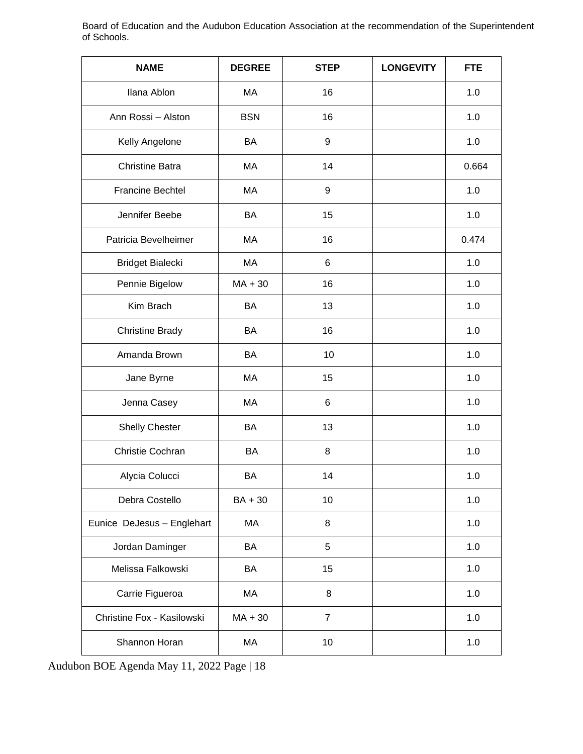Board of Education and the Audubon Education Association at the recommendation of the Superintendent of Schools.

| NAME | DEGREE | STEP | LONGEVITY | FTE |
|---|---|---|---|---|
| Ilana Ablon | MA | 16 | | 1.0 |
| Ann Rossi – Alston | BSN | 16 | | 1.0 |
| Kelly Angelone | BA | 9 | | 1.0 |
| Christine Batra | MA | 14 | | 0.664 |
| Francine Bechtel | MA | 9 | | 1.0 |
| Jennifer Beebe | BA | 15 | | 1.0 |
| Patricia Bevelheimer | MA | 16 | | 0.474 |
| Bridget Bialecki | MA | 6 | | 1.0 |
| Pennie Bigelow | MA + 30 | 16 | | 1.0 |
| Kim Brach | BA | 13 | | 1.0 |
| Christine Brady | BA | 16 | | 1.0 |
| Amanda Brown | BA | 10 | | 1.0 |
| Jane Byrne | MA | 15 | | 1.0 |
| Jenna Casey | MA | 6 | | 1.0 |
| Shelly Chester | BA | 13 | | 1.0 |
| Christie Cochran | BA | 8 | | 1.0 |
| Alycia Colucci | BA | 14 | | 1.0 |
| Debra Costello | BA + 30 | 10 | | 1.0 |
| Eunice DeJesus – Englehart | MA | 8 | | 1.0 |
| Jordan Daminger | BA | 5 | | 1.0 |
| Melissa Falkowski | BA | 15 | | 1.0 |
| Carrie Figueroa | MA | 8 | | 1.0 |
| Christine Fox - Kasilowski | MA + 30 | 7 | | 1.0 |
| Shannon Horan | MA | 10 | | 1.0 |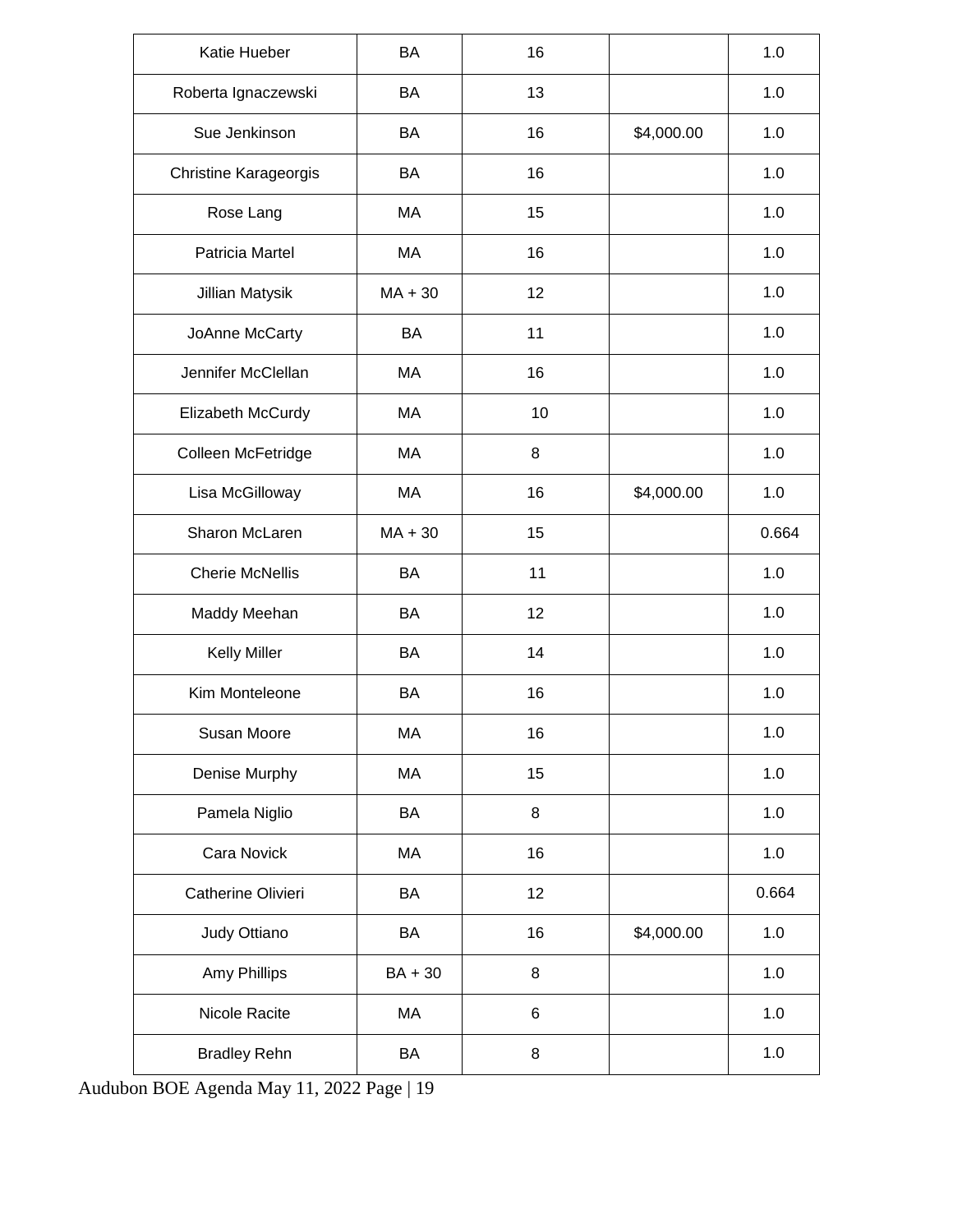| | | | | |
|---|---|---|---|---|
| Katie Hueber | BA | 16 | | 1.0 |
| Roberta Ignaczewski | BA | 13 | | 1.0 |
| Sue Jenkinson | BA | 16 | $4,000.00 | 1.0 |
| Christine Karageorgis | BA | 16 | | 1.0 |
| Rose Lang | MA | 15 | | 1.0 |
| Patricia Martel | MA | 16 | | 1.0 |
| Jillian Matysik | MA + 30 | 12 | | 1.0 |
| JoAnne McCarty | BA | 11 | | 1.0 |
| Jennifer McClellan | MA | 16 | | 1.0 |
| Elizabeth McCurdy | MA | 10 | | 1.0 |
| Colleen McFetridge | MA | 8 | | 1.0 |
| Lisa McGilloway | MA | 16 | $4,000.00 | 1.0 |
| Sharon McLaren | MA + 30 | 15 | | 0.664 |
| Cherie McNellis | BA | 11 | | 1.0 |
| Maddy Meehan | BA | 12 | | 1.0 |
| Kelly Miller | BA | 14 | | 1.0 |
| Kim Monteleone | BA | 16 | | 1.0 |
| Susan Moore | MA | 16 | | 1.0 |
| Denise Murphy | MA | 15 | | 1.0 |
| Pamela Niglio | BA | 8 | | 1.0 |
| Cara Novick | MA | 16 | | 1.0 |
| Catherine Olivieri | BA | 12 | | 0.664 |
| Judy Ottiano | BA | 16 | $4,000.00 | 1.0 |
| Amy Phillips | BA + 30 | 8 | | 1.0 |
| Nicole Racite | MA | 6 | | 1.0 |
| Bradley Rehn | BA | 8 | | 1.0 |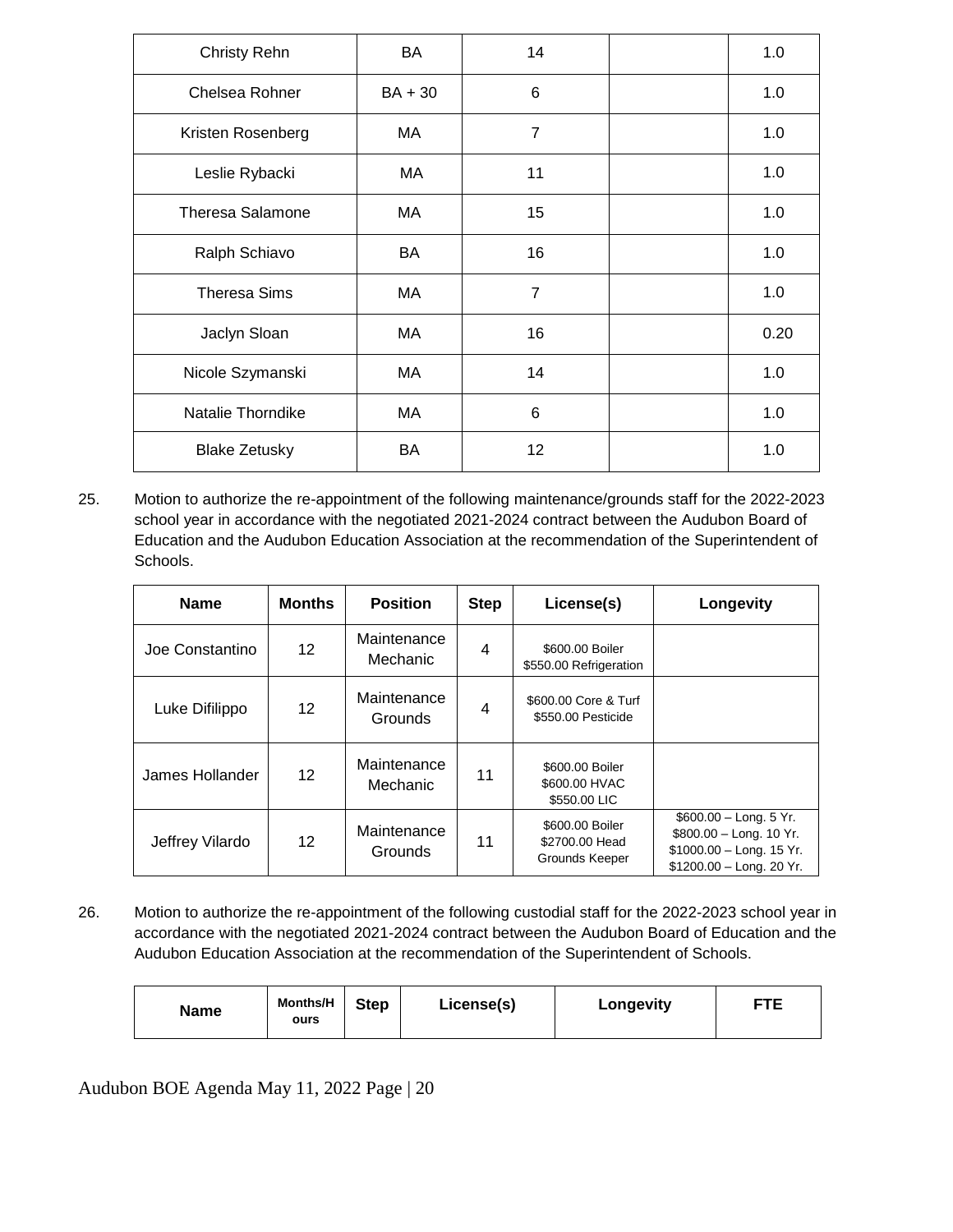| Christy Rehn | BA | 14 | | 1.0 |
|---|---|---|---|---|
| Chelsea Rohner | BA + 30 | 6 | | 1.0 |
| Kristen Rosenberg | MA | 7 | | 1.0 |
| Leslie Rybacki | MA | 11 | | 1.0 |
| Theresa Salamone | MA | 15 | | 1.0 |
| Ralph Schiavo | BA | 16 | | 1.0 |
| Theresa Sims | MA | 7 | | 1.0 |
| Jaclyn Sloan | MA | 16 | | 0.20 |
| Nicole Szymanski | MA | 14 | | 1.0 |
| Natalie Thorndike | MA | 6 | | 1.0 |
| Blake Zetusky | BA | 12 | | 1.0 |

25. Motion to authorize the re-appointment of the following maintenance/grounds staff for the 2022-2023 school year in accordance with the negotiated 2021-2024 contract between the Audubon Board of Education and the Audubon Education Association at the recommendation of the Superintendent of Schools.

| Name | Months | Position | Step | License(s) | Longevity |
|---|---|---|---|---|---|
| Joe Constantino | 12 | Maintenance Mechanic | 4 | $600.00 Boiler<br>$550.00 Refrigeration | |
| Luke Difilippo | 12 | Maintenance Grounds | 4 | $600.00 Core & Turf<br>$550.00 Pesticide | |
| James Hollander | 12 | Maintenance Mechanic | 11 | $600.00 Boiler<br>$600.00 HVAC<br>$550.00 LIC | |
| Jeffrey Vilardo | 12 | Maintenance Grounds | 11 | $600.00 Boiler<br>$2700.00 Head Grounds Keeper | $600.00 – Long. 5 Yr.<br>$800.00 – Long. 10 Yr.<br>$1000.00 – Long. 15 Yr.<br>$1200.00 – Long. 20 Yr. |

26. Motion to authorize the re-appointment of the following custodial staff for the 2022-2023 school year in accordance with the negotiated 2021-2024 contract between the Audubon Board of Education and the Audubon Education Association at the recommendation of the Superintendent of Schools.

| Name | Months/Hours | Step | License(s) | Longevity | FTE |
|---|---|---|---|---|---|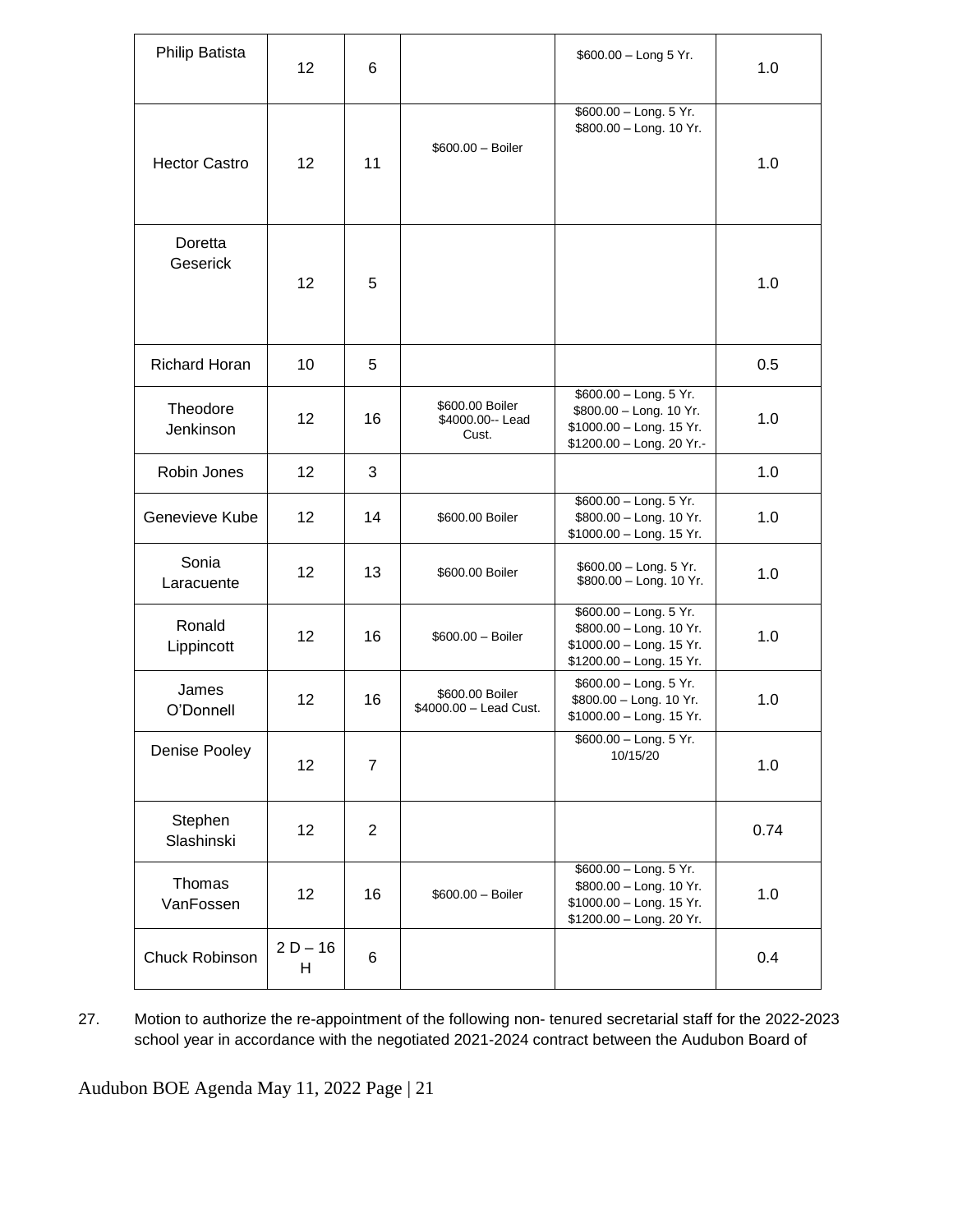| Philip Batista | 12 | 6 | | $600.00 – Long 5 Yr. | 1.0 |
|---|---|---|---|---|---|
| Hector Castro | 12 | 11 | $600.00 – Boiler | $600.00 – Long. 5 Yr.<br>$800.00 – Long. 10 Yr. | 1.0 |
| Doretta Geserick | 12 | 5 | | | 1.0 |
| Richard Horan | 10 | 5 | | | 0.5 |
| Theodore Jenkinson | 12 | 16 | $600.00 Boiler<br>$4000.00-- Lead Cust. | $600.00 – Long. 5 Yr.<br>$800.00 – Long. 10 Yr.<br>$1000.00 – Long. 15 Yr.<br>$1200.00 – Long. 20 Yr.- | 1.0 |
| Robin Jones | 12 | 3 | | | 1.0 |
| Genevieve Kube | 12 | 14 | $600.00 Boiler | $600.00 – Long. 5 Yr.<br>$800.00 – Long. 10 Yr.<br>$1000.00 – Long. 15 Yr. | 1.0 |
| Sonia Laracuente | 12 | 13 | $600.00 Boiler | $600.00 – Long. 5 Yr.<br>$800.00 – Long. 10 Yr. | 1.0 |
| Ronald Lippincott | 12 | 16 | $600.00 – Boiler | $600.00 – Long. 5 Yr.<br>$800.00 – Long. 10 Yr.<br>$1000.00 – Long. 15 Yr.<br>$1200.00 – Long. 15 Yr. | 1.0 |
| James O'Donnell | 12 | 16 | $600.00 Boiler<br>$4000.00 – Lead Cust. | $600.00 – Long. 5 Yr.<br>$800.00 – Long. 10 Yr.<br>$1000.00 – Long. 15 Yr. | 1.0 |
| Denise Pooley | 12 | 7 | | $600.00 – Long. 5 Yr.<br>10/15/20 | 1.0 |
| Stephen Slashinski | 12 | 2 | | | 0.74 |
| Thomas VanFossen | 12 | 16 | $600.00 – Boiler | $600.00 – Long. 5 Yr.<br>$800.00 – Long. 10 Yr.<br>$1000.00 – Long. 15 Yr.<br>$1200.00 – Long. 20 Yr. | 1.0 |
| Chuck Robinson | 2 D – 16 H | 6 | | | 0.4 |

27. Motion to authorize the re-appointment of the following non- tenured secretarial staff for the 2022-2023 school year in accordance with the negotiated 2021-2024 contract between the Audubon Board of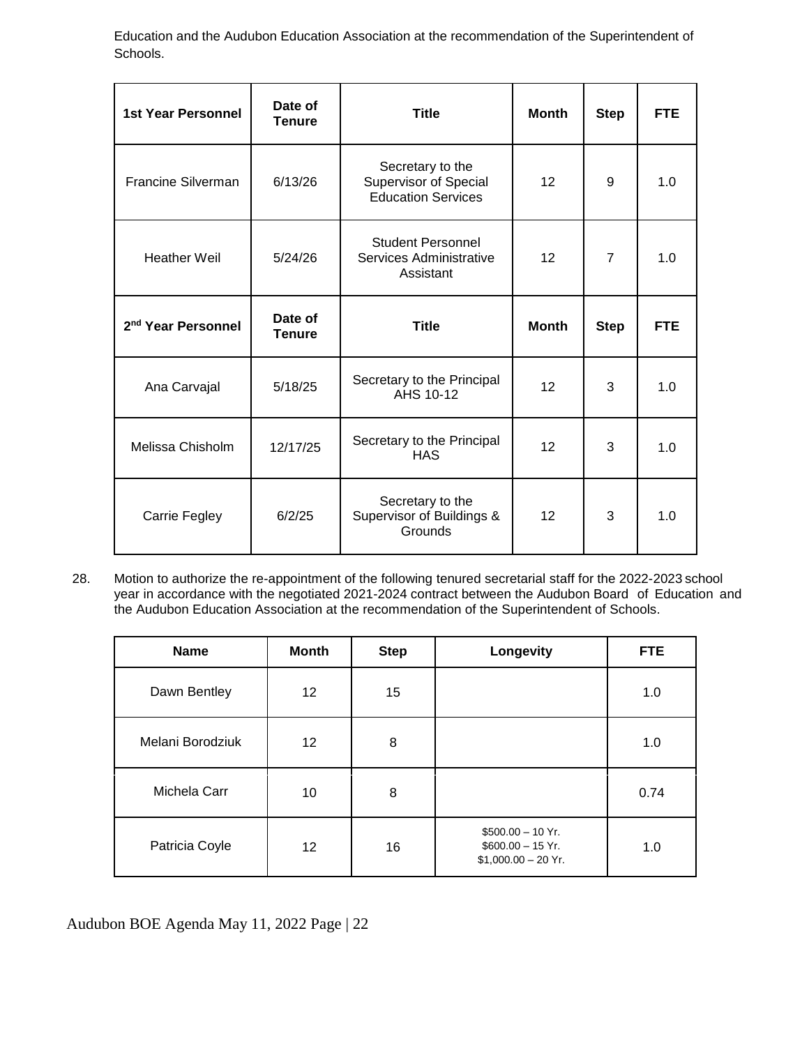Education and the Audubon Education Association at the recommendation of the Superintendent of Schools.

| 1st Year Personnel | Date of Tenure | Title | Month | Step | FTE |
|---|---|---|---|---|---|
| Francine Silverman | 6/13/26 | Secretary to the Supervisor of Special Education Services | 12 | 9 | 1.0 |
| Heather Weil | 5/24/26 | Student Personnel Services Administrative Assistant | 12 | 7 | 1.0 |
| **2nd Year Personnel** | **Date of Tenure** | **Title** | **Month** | **Step** | **FTE** |
| Ana Carvajal | 5/18/25 | Secretary to the Principal AHS 10-12 | 12 | 3 | 1.0 |
| Melissa Chisholm | 12/17/25 | Secretary to the Principal HAS | 12 | 3 | 1.0 |
| Carrie Fegley | 6/2/25 | Secretary to the Supervisor of Buildings & Grounds | 12 | 3 | 1.0 |

28. Motion to authorize the re-appointment of the following tenured secretarial staff for the 2022-2023 school year in accordance with the negotiated 2021-2024 contract between the Audubon Board of Education and the Audubon Education Association at the recommendation of the Superintendent of Schools.

| Name | Month | Step | Longevity | FTE |
|---|---|---|---|---|
| Dawn Bentley | 12 | 15 | | 1.0 |
| Melani Borodziuk | 12 | 8 | | 1.0 |
| Michela Carr | 10 | 8 | | 0.74 |
| Patricia Coyle | 12 | 16 | $500.00 – 10 Yr.<br>$600.00 – 15 Yr.<br>$1,000.00 – 20 Yr. | 1.0 |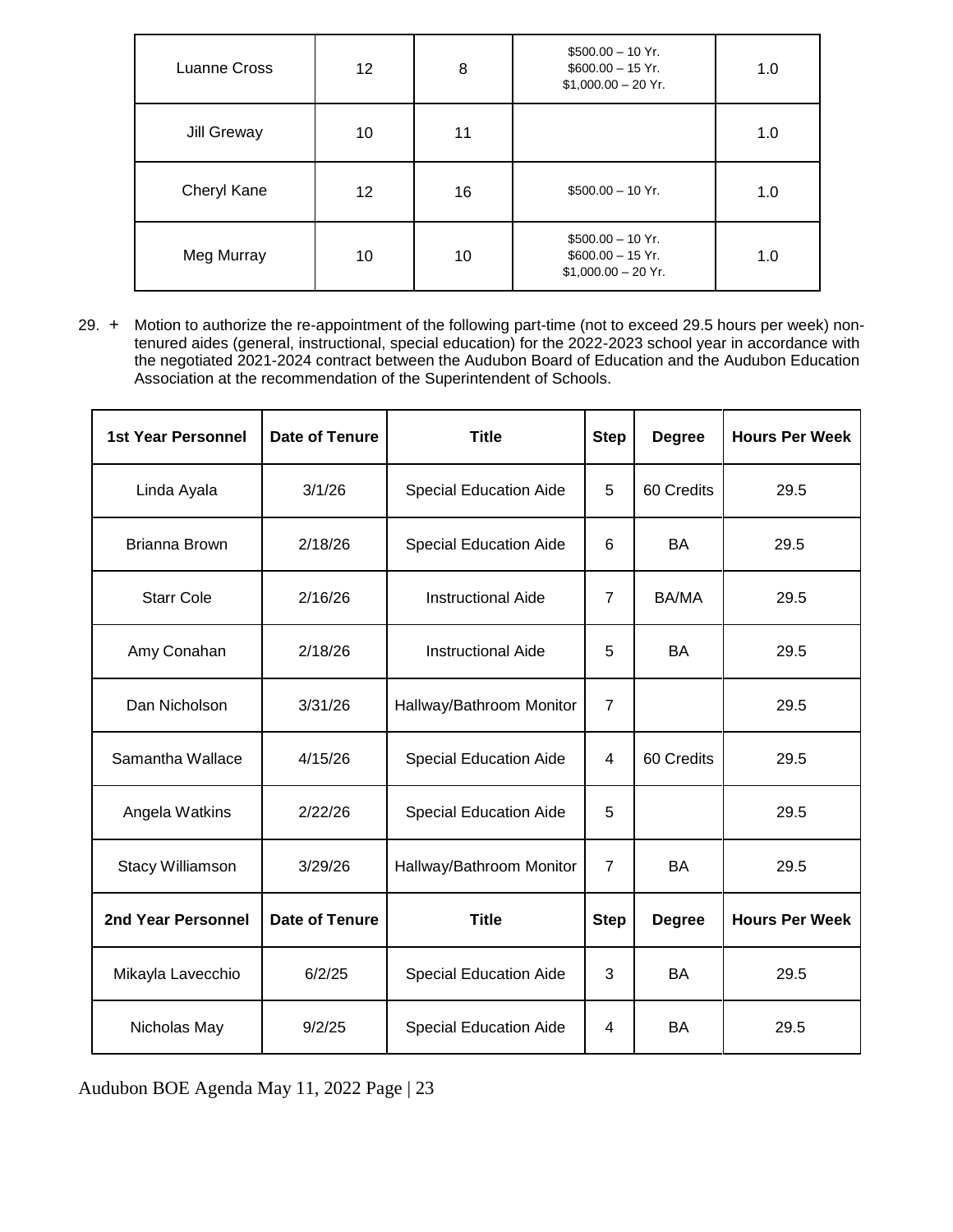| Luanne Cross | 12 | 8 | $500.00 – 10 Yr.<br>$600.00 – 15 Yr.<br>$1,000.00 – 20 Yr. | 1.0 |
|---|---|---|---|---|
| Jill Greway | 10 | 11 | | 1.0 |
| Cheryl Kane | 12 | 16 | $500.00 – 10 Yr. | 1.0 |
| Meg Murray | 10 | 10 | $500.00 – 10 Yr.<br>$600.00 – 15 Yr.<br>$1,000.00 – 20 Yr. | 1.0 |

29. + Motion to authorize the re-appointment of the following part-time (not to exceed 29.5 hours per week) non-tenured aides (general, instructional, special education) for the 2022-2023 school year in accordance with the negotiated 2021-2024 contract between the Audubon Board of Education and the Audubon Education Association at the recommendation of the Superintendent of Schools.

| 1st Year Personnel | Date of Tenure | Title | Step | Degree | Hours Per Week |
|---|---|---|---|---|---|
| Linda Ayala | 3/1/26 | Special Education Aide | 5 | 60 Credits | 29.5 |
| Brianna Brown | 2/18/26 | Special Education Aide | 6 | BA | 29.5 |
| Starr Cole | 2/16/26 | Instructional Aide | 7 | BA/MA | 29.5 |
| Amy Conahan | 2/18/26 | Instructional Aide | 5 | BA | 29.5 |
| Dan Nicholson | 3/31/26 | Hallway/Bathroom Monitor | 7 | | 29.5 |
| Samantha Wallace | 4/15/26 | Special Education Aide | 4 | 60 Credits | 29.5 |
| Angela Watkins | 2/22/26 | Special Education Aide | 5 | | 29.5 |
| Stacy Williamson | 3/29/26 | Hallway/Bathroom Monitor | 7 | BA | 29.5 |
| **2nd Year Personnel** | **Date of Tenure** | **Title** | **Step** | **Degree** | **Hours Per Week** |
| Mikayla Lavecchio | 6/2/25 | Special Education Aide | 3 | BA | 29.5 |
| Nicholas May | 9/2/25 | Special Education Aide | 4 | BA | 29.5 |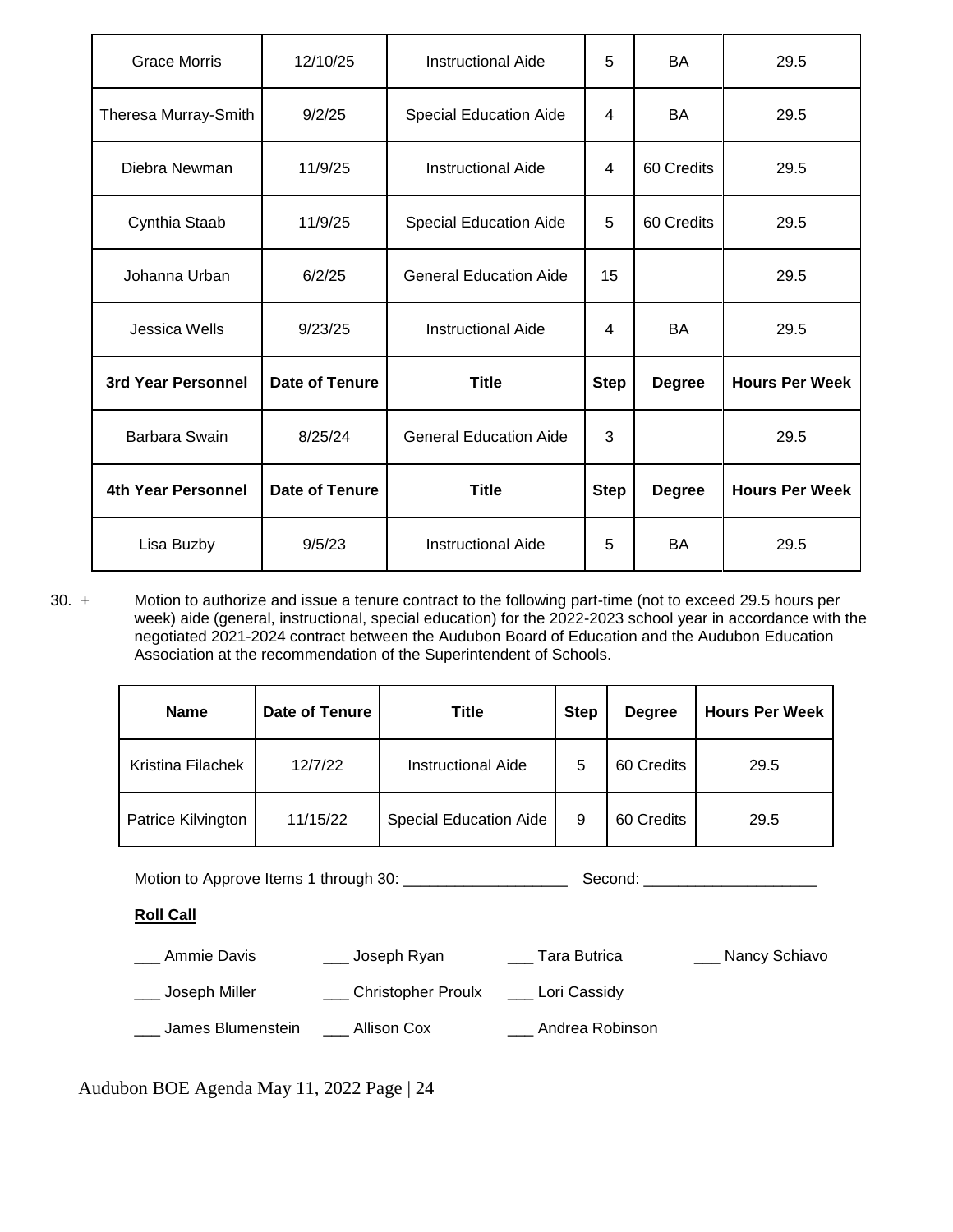| Grace Morris | 12/10/25 | Instructional Aide | 5 | BA | 29.5 |
|---|---|---|---|---|---|
| Theresa Murray-Smith | 9/2/25 | Special Education Aide | 4 | BA | 29.5 |
| Diebra Newman | 11/9/25 | Instructional Aide | 4 | 60 Credits | 29.5 |
| Cynthia Staab | 11/9/25 | Special Education Aide | 5 | 60 Credits | 29.5 |
| Johanna Urban | 6/2/25 | General Education Aide | 15 | | 29.5 |
| Jessica Wells | 9/23/25 | Instructional Aide | 4 | BA | 29.5 |
| **3rd Year Personnel** | **Date of Tenure** | **Title** | **Step** | **Degree** | **Hours Per Week** |
| Barbara Swain | 8/25/24 | General Education Aide | 3 | | 29.5 |
| **4th Year Personnel** | **Date of Tenure** | **Title** | **Step** | **Degree** | **Hours Per Week** |
| Lisa Buzby | 9/5/23 | Instructional Aide | 5 | BA | 29.5 |

30. + Motion to authorize and issue a tenure contract to the following part-time (not to exceed 29.5 hours per week) aide (general, instructional, special education) for the 2022-2023 school year in accordance with the negotiated 2021-2024 contract between the Audubon Board of Education and the Audubon Education Association at the recommendation of the Superintendent of Schools.

| Name | Date of Tenure | Title | Step | Degree | Hours Per Week |
|---|---|---|---|---|---|
| Kristina Filachek | 12/7/22 | Instructional Aide | 5 | 60 Credits | 29.5 |
| Patrice Kilvington | 11/15/22 | Special Education Aide | 9 | 60 Credits | 29.5 |

Motion to Approve Items 1 through 30: ___________________ Second: ____________________

**Roll Call**

___ Ammie Davis ___ Joseph Ryan ___ Tara Butrica ___ Nancy Schiavo

___ Joseph Miller ___ Christopher Proulx ___ Lori Cassidy

___ James Blumenstein ___ Allison Cox ___ Andrea Robinson

Audubon BOE Agenda May 11, 2022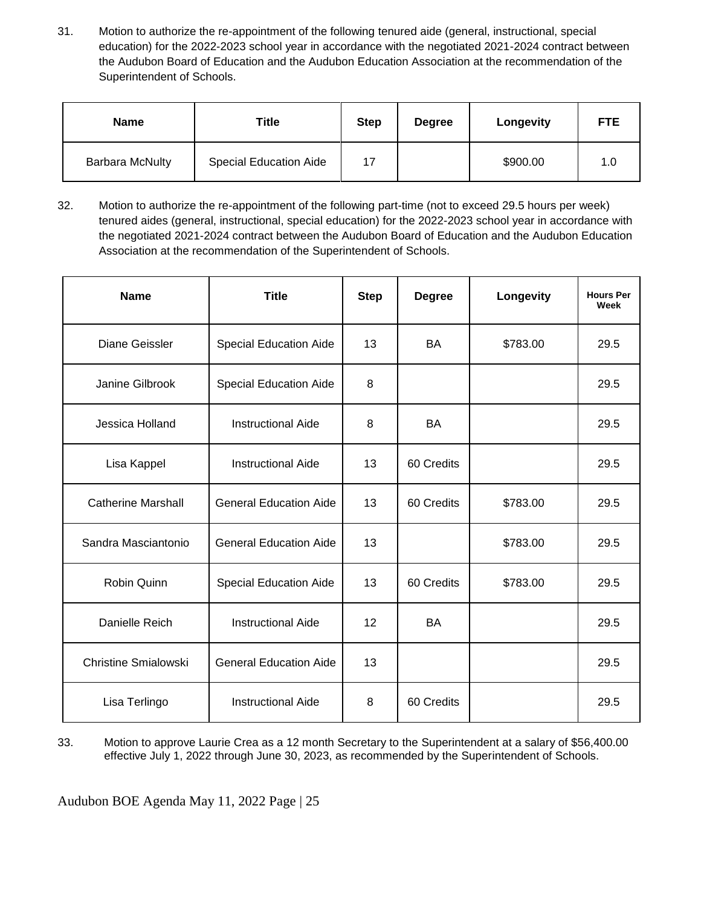31. Motion to authorize the re-appointment of the following tenured aide (general, instructional, special education) for the 2022-2023 school year in accordance with the negotiated 2021-2024 contract between the Audubon Board of Education and the Audubon Education Association at the recommendation of the Superintendent of Schools.

| Name | Title | Step | Degree | Longevity | FTE |
|---|---|---|---|---|---|
| Barbara McNulty | Special Education Aide | 17 | | $900.00 | 1.0 |

32. Motion to authorize the re-appointment of the following part-time (not to exceed 29.5 hours per week) tenured aides (general, instructional, special education) for the 2022-2023 school year in accordance with the negotiated 2021-2024 contract between the Audubon Board of Education and the Audubon Education Association at the recommendation of the Superintendent of Schools.

| Name | Title | Step | Degree | Longevity | Hours Per Week |
|---|---|---|---|---|---|
| Diane Geissler | Special Education Aide | 13 | BA | $783.00 | 29.5 |
| Janine Gilbrook | Special Education Aide | 8 | | | 29.5 |
| Jessica Holland | Instructional Aide | 8 | BA | | 29.5 |
| Lisa Kappel | Instructional Aide | 13 | 60 Credits | | 29.5 |
| Catherine Marshall | General Education Aide | 13 | 60 Credits | $783.00 | 29.5 |
| Sandra Masciantonio | General Education Aide | 13 | | $783.00 | 29.5 |
| Robin Quinn | Special Education Aide | 13 | 60 Credits | $783.00 | 29.5 |
| Danielle Reich | Instructional Aide | 12 | BA | | 29.5 |
| Christine Smialowski | General Education Aide | 13 | | | 29.5 |
| Lisa Terlingo | Instructional Aide | 8 | 60 Credits | | 29.5 |

33. Motion to approve Laurie Crea as a 12 month Secretary to the Superintendent at a salary of $56,400.00 effective July 1, 2022 through June 30, 2023, as recommended by the Superintendent of Schools.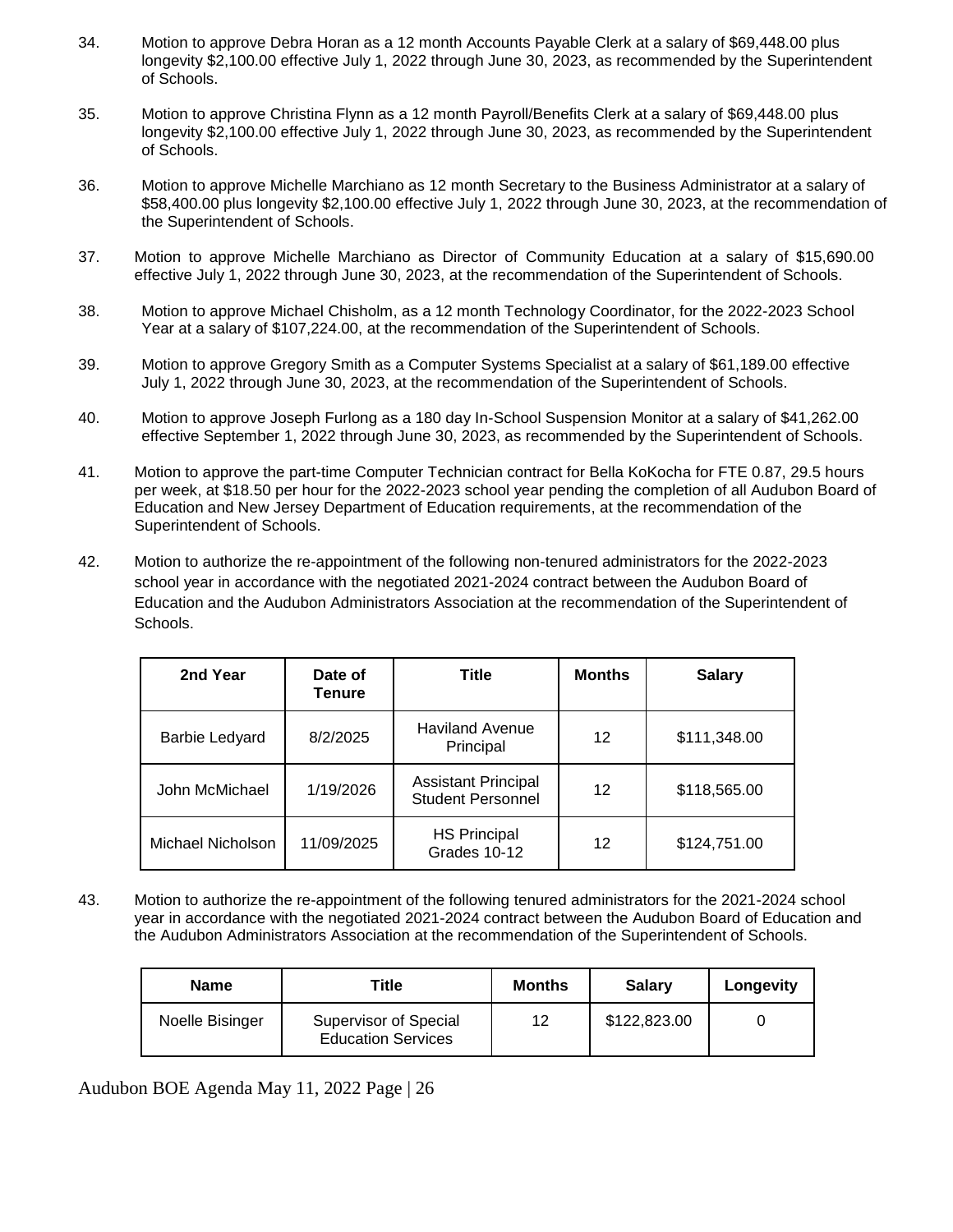34. Motion to approve Debra Horan as a 12 month Accounts Payable Clerk at a salary of $69,448.00 plus longevity $2,100.00 effective July 1, 2022 through June 30, 2023, as recommended by the Superintendent of Schools.

35. Motion to approve Christina Flynn as a 12 month Payroll/Benefits Clerk at a salary of $69,448.00 plus longevity $2,100.00 effective July 1, 2022 through June 30, 2023, as recommended by the Superintendent of Schools.

36. Motion to approve Michelle Marchiano as 12 month Secretary to the Business Administrator at a salary of $58,400.00 plus longevity $2,100.00 effective July 1, 2022 through June 30, 2023, at the recommendation of the Superintendent of Schools.

37. Motion to approve Michelle Marchiano as Director of Community Education at a salary of $15,690.00 effective July 1, 2022 through June 30, 2023, at the recommendation of the Superintendent of Schools.

38. Motion to approve Michael Chisholm, as a 12 month Technology Coordinator, for the 2022-2023 School Year at a salary of $107,224.00, at the recommendation of the Superintendent of Schools.

39. Motion to approve Gregory Smith as a Computer Systems Specialist at a salary of $61,189.00 effective July 1, 2022 through June 30, 2023, at the recommendation of the Superintendent of Schools.

40. Motion to approve Joseph Furlong as a 180 day In-School Suspension Monitor at a salary of $41,262.00 effective September 1, 2022 through June 30, 2023, as recommended by the Superintendent of Schools.

41. Motion to approve the part-time Computer Technician contract for Bella KoKocha for FTE 0.87, 29.5 hours per week, at $18.50 per hour for the 2022-2023 school year pending the completion of all Audubon Board of Education and New Jersey Department of Education requirements, at the recommendation of the Superintendent of Schools.

42. Motion to authorize the re-appointment of the following non-tenured administrators for the 2022-2023 school year in accordance with the negotiated 2021-2024 contract between the Audubon Board of Education and the Audubon Administrators Association at the recommendation of the Superintendent of Schools.

| 2nd Year | Date of Tenure | Title | Months | Salary |
|---|---|---|---|---|
| Barbie Ledyard | 8/2/2025 | Haviland Avenue Principal | 12 | $111,348.00 |
| John McMichael | 1/19/2026 | Assistant Principal Student Personnel | 12 | $118,565.00 |
| Michael Nicholson | 11/09/2025 | HS Principal Grades 10-12 | 12 | $124,751.00 |

43. Motion to authorize the re-appointment of the following tenured administrators for the 2021-2024 school year in accordance with the negotiated 2021-2024 contract between the Audubon Board of Education and the Audubon Administrators Association at the recommendation of the Superintendent of Schools.

| Name | Title | Months | Salary | Longevity |
|---|---|---|---|---|
| Noelle Bisinger | Supervisor of Special Education Services | 12 | $122,823.00 | 0 |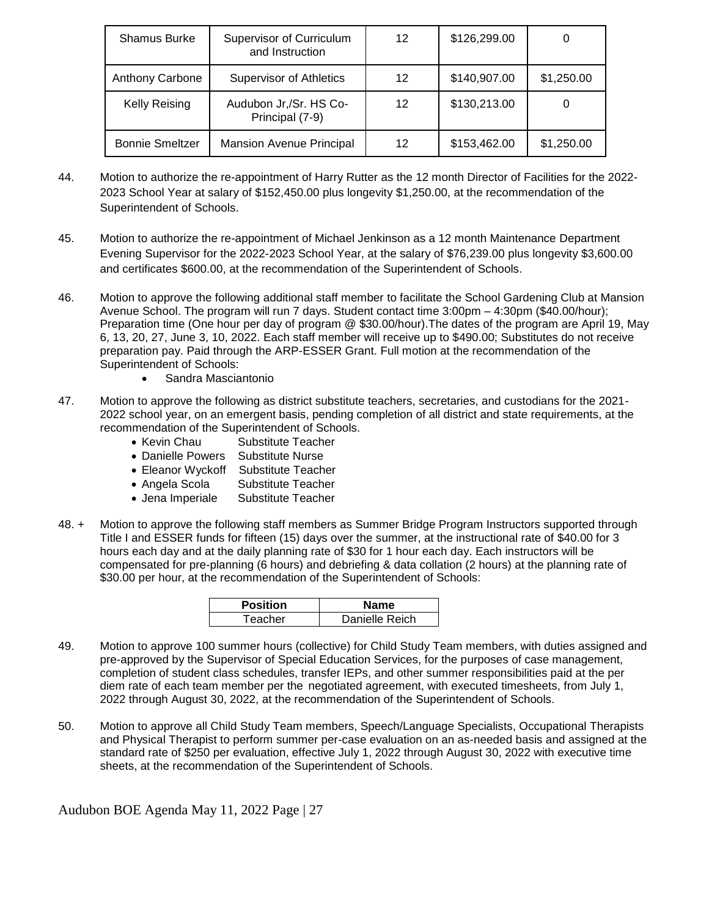| Shamus Burke | Supervisor of Curriculum and Instruction | 12 | $126,299.00 | 0 |
|---|---|---|---|---|
| Anthony Carbone | Supervisor of Athletics | 12 | $140,907.00 | $1,250.00 |
| Kelly Reising | Audubon Jr,/Sr. HS Co-Principal (7-9) | 12 | $130,213.00 | 0 |
| Bonnie Smeltzer | Mansion Avenue Principal | 12 | $153,462.00 | $1,250.00 |

44. Motion to authorize the re-appointment of Harry Rutter as the 12 month Director of Facilities for the 2022-2023 School Year at salary of $152,450.00 plus longevity $1,250.00, at the recommendation of the Superintendent of Schools.

45. Motion to authorize the re-appointment of Michael Jenkinson as a 12 month Maintenance Department Evening Supervisor for the 2022-2023 School Year, at the salary of $76,239.00 plus longevity $3,600.00 and certificates $600.00, at the recommendation of the Superintendent of Schools.

46. Motion to approve the following additional staff member to facilitate the School Gardening Club at Mansion Avenue School. The program will run 7 days. Student contact time 3:00pm – 4:30pm ($40.00/hour); Preparation time (One hour per day of program @ $30.00/hour).The dates of the program are April 19, May 6, 13, 20, 27, June 3, 10, 2022. Each staff member will receive up to $490.00; Substitutes do not receive preparation pay. Paid through the ARP-ESSER Grant. Full motion at the recommendation of the Superintendent of Schools:
    - Sandra Masciantonio

47. Motion to approve the following as district substitute teachers, secretaries, and custodians for the 2021-2022 school year, on an emergent basis, pending completion of all district and state requirements, at the recommendation of the Superintendent of Schools.
    - Kevin Chau Substitute Teacher
    - Danielle Powers Substitute Nurse
    - Eleanor Wyckoff Substitute Teacher
    - Angela Scola Substitute Teacher
    - Jena Imperiale Substitute Teacher

48. + Motion to approve the following staff members as Summer Bridge Program Instructors supported through Title I and ESSER funds for fifteen (15) days over the summer, at the instructional rate of $40.00 for 3 hours each day and at the daily planning rate of $30 for 1 hour each day. Each instructors will be compensated for pre-planning (6 hours) and debriefing & data collation (2 hours) at the planning rate of $30.00 per hour, at the recommendation of the Superintendent of Schools:

| Position | Name |
|---|---|
| Teacher | Danielle Reich |

49. Motion to approve 100 summer hours (collective) for Child Study Team members, with duties assigned and pre-approved by the Supervisor of Special Education Services, for the purposes of case management, completion of student class schedules, transfer IEPs, and other summer responsibilities paid at the per diem rate of each team member per the negotiated agreement, with executed timesheets, from July 1, 2022 through August 30, 2022, at the recommendation of the Superintendent of Schools.

50. Motion to approve all Child Study Team members, Speech/Language Specialists, Occupational Therapists and Physical Therapist to perform summer per-case evaluation on an as-needed basis and assigned at the standard rate of $250 per evaluation, effective July 1, 2022 through August 30, 2022 with executive time sheets, at the recommendation of the Superintendent of Schools.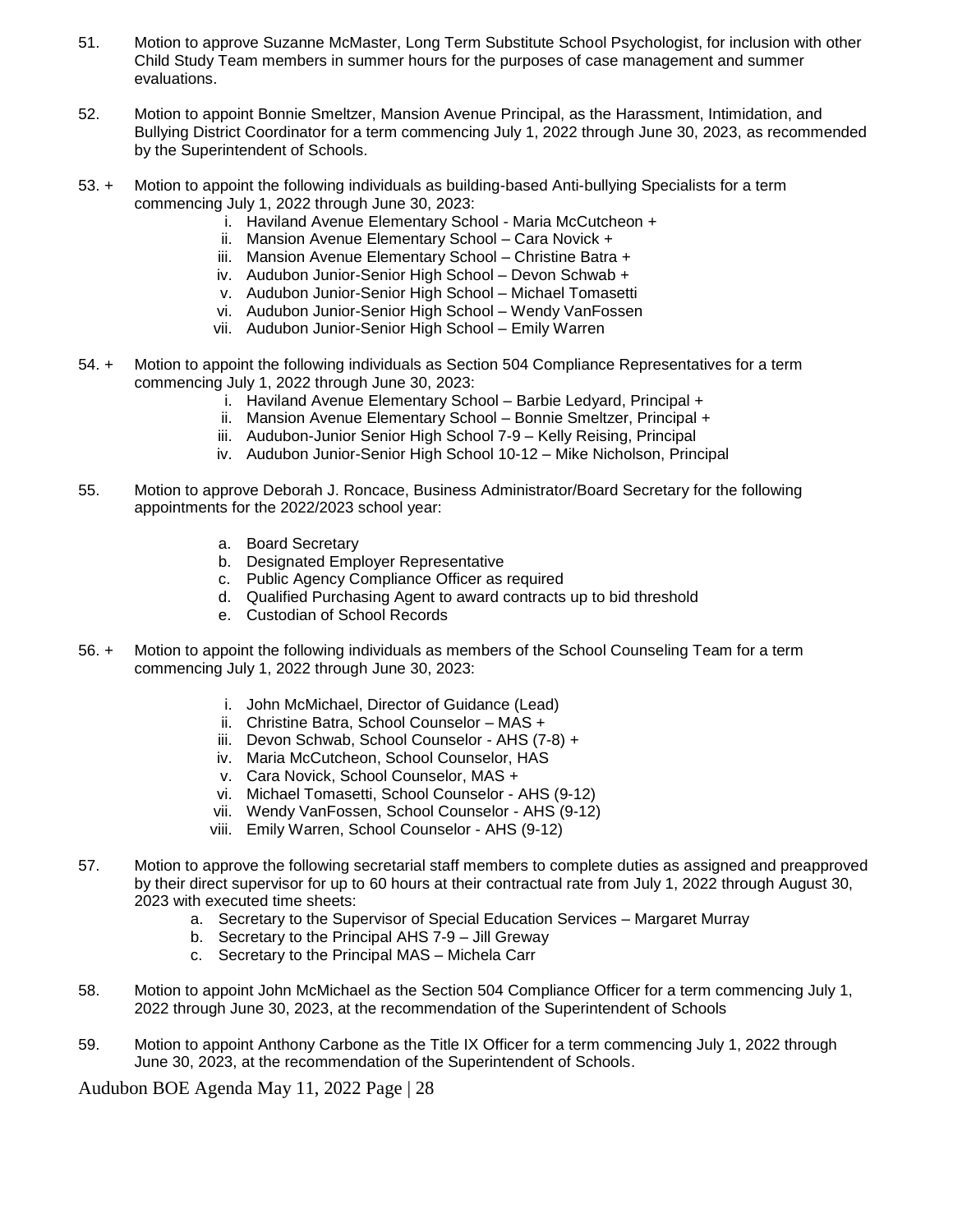51. Motion to approve Suzanne McMaster, Long Term Substitute School Psychologist, for inclusion with other Child Study Team members in summer hours for the purposes of case management and summer evaluations.

52. Motion to appoint Bonnie Smeltzer, Mansion Avenue Principal, as the Harassment, Intimidation, and Bullying District Coordinator for a term commencing July 1, 2022 through June 30, 2023, as recommended by the Superintendent of Schools.

53. + Motion to appoint the following individuals as building-based Anti-bullying Specialists for a term commencing July 1, 2022 through June 30, 2023:
    i. Haviland Avenue Elementary School - Maria McCutcheon +
    ii. Mansion Avenue Elementary School – Cara Novick +
    iii. Mansion Avenue Elementary School – Christine Batra +
    iv. Audubon Junior-Senior High School – Devon Schwab +
    v. Audubon Junior-Senior High School – Michael Tomasetti
    vi. Audubon Junior-Senior High School – Wendy VanFossen
    vii. Audubon Junior-Senior High School – Emily Warren

54. + Motion to appoint the following individuals as Section 504 Compliance Representatives for a term commencing July 1, 2022 through June 30, 2023:
    i. Haviland Avenue Elementary School – Barbie Ledyard, Principal +
    ii. Mansion Avenue Elementary School – Bonnie Smeltzer, Principal +
    iii. Audubon-Junior Senior High School 7-9 – Kelly Reising, Principal
    iv. Audubon Junior-Senior High School 10-12 – Mike Nicholson, Principal

55. Motion to approve Deborah J. Roncace, Business Administrator/Board Secretary for the following appointments for the 2022/2023 school year:

    a. Board Secretary
    b. Designated Employer Representative
    c. Public Agency Compliance Officer as required
    d. Qualified Purchasing Agent to award contracts up to bid threshold
    e. Custodian of School Records

56. + Motion to appoint the following individuals as members of the School Counseling Team for a term commencing July 1, 2022 through June 30, 2023:

    i. John McMichael, Director of Guidance (Lead)
    ii. Christine Batra, School Counselor – MAS +
    iii. Devon Schwab, School Counselor - AHS (7-8) +
    iv. Maria McCutcheon, School Counselor, HAS
    v. Cara Novick, School Counselor, MAS +
    vi. Michael Tomasetti, School Counselor - AHS (9-12)
    vii. Wendy VanFossen, School Counselor - AHS (9-12)
    viii. Emily Warren, School Counselor - AHS (9-12)

57. Motion to approve the following secretarial staff members to complete duties as assigned and preapproved by their direct supervisor for up to 60 hours at their contractual rate from July 1, 2022 through August 30, 2023 with executed time sheets:
    a. Secretary to the Supervisor of Special Education Services – Margaret Murray
    b. Secretary to the Principal AHS 7-9 – Jill Greway
    c. Secretary to the Principal MAS – Michela Carr

58. Motion to appoint John McMichael as the Section 504 Compliance Officer for a term commencing July 1, 2022 through June 30, 2023, at the recommendation of the Superintendent of Schools

59. Motion to appoint Anthony Carbone as the Title IX Officer for a term commencing July 1, 2022 through June 30, 2023, at the recommendation of the Superintendent of Schools.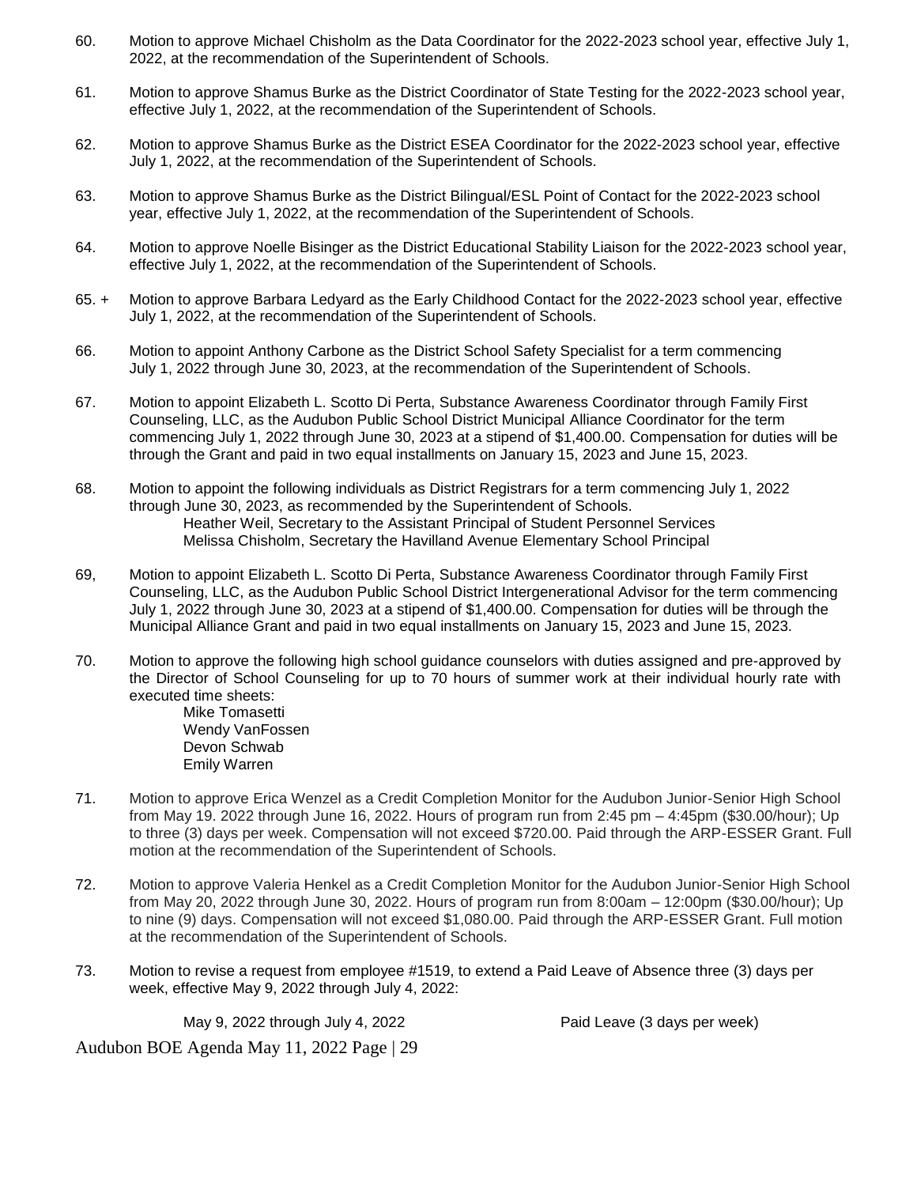60. Motion to approve Michael Chisholm as the Data Coordinator for the 2022-2023 school year, effective July 1, 2022, at the recommendation of the Superintendent of Schools.

61. Motion to approve Shamus Burke as the District Coordinator of State Testing for the 2022-2023 school year, effective July 1, 2022, at the recommendation of the Superintendent of Schools.

62. Motion to approve Shamus Burke as the District ESEA Coordinator for the 2022-2023 school year, effective July 1, 2022, at the recommendation of the Superintendent of Schools.

63. Motion to approve Shamus Burke as the District Bilingual/ESL Point of Contact for the 2022-2023 school year, effective July 1, 2022, at the recommendation of the Superintendent of Schools.

64. Motion to approve Noelle Bisinger as the District Educational Stability Liaison for the 2022-2023 school year, effective July 1, 2022, at the recommendation of the Superintendent of Schools.

65. + Motion to approve Barbara Ledyard as the Early Childhood Contact for the 2022-2023 school year, effective July 1, 2022, at the recommendation of the Superintendent of Schools.

66. Motion to appoint Anthony Carbone as the District School Safety Specialist for a term commencing July 1, 2022 through June 30, 2023, at the recommendation of the Superintendent of Schools.

67. Motion to appoint Elizabeth L. Scotto Di Perta, Substance Awareness Coordinator through Family First Counseling, LLC, as the Audubon Public School District Municipal Alliance Coordinator for the term commencing July 1, 2022 through June 30, 2023 at a stipend of $1,400.00. Compensation for duties will be through the Grant and paid in two equal installments on January 15, 2023 and June 15, 2023.

68. Motion to appoint the following individuals as District Registrars for a term commencing July 1, 2022 through June 30, 2023, as recommended by the Superintendent of Schools.
    Heather Weil, Secretary to the Assistant Principal of Student Personnel Services
    Melissa Chisholm, Secretary the Havilland Avenue Elementary School Principal

69, Motion to appoint Elizabeth L. Scotto Di Perta, Substance Awareness Coordinator through Family First Counseling, LLC, as the Audubon Public School District Intergenerational Advisor for the term commencing July 1, 2022 through June 30, 2023 at a stipend of $1,400.00. Compensation for duties will be through the Municipal Alliance Grant and paid in two equal installments on January 15, 2023 and June 15, 2023.

70. Motion to approve the following high school guidance counselors with duties assigned and pre-approved by the Director of School Counseling for up to 70 hours of summer work at their individual hourly rate with executed time sheets:
    Mike Tomasetti
    Wendy VanFossen
    Devon Schwab
    Emily Warren

71. Motion to approve Erica Wenzel as a Credit Completion Monitor for the Audubon Junior-Senior High School from May 19. 2022 through June 16, 2022. Hours of program run from 2:45 pm – 4:45pm ($30.00/hour); Up to three (3) days per week. Compensation will not exceed $720.00. Paid through the ARP-ESSER Grant. Full motion at the recommendation of the Superintendent of Schools.

72. Motion to approve Valeria Henkel as a Credit Completion Monitor for the Audubon Junior-Senior High School from May 20, 2022 through June 30, 2022. Hours of program run from 8:00am – 12:00pm ($30.00/hour); Up to nine (9) days. Compensation will not exceed $1,080.00. Paid through the ARP-ESSER Grant. Full motion at the recommendation of the Superintendent of Schools.

73. Motion to revise a request from employee #1519, to extend a Paid Leave of Absence three (3) days per week, effective May 9, 2022 through July 4, 2022:

    May 9, 2022 through July 4, 2022    Paid Leave (3 days per week)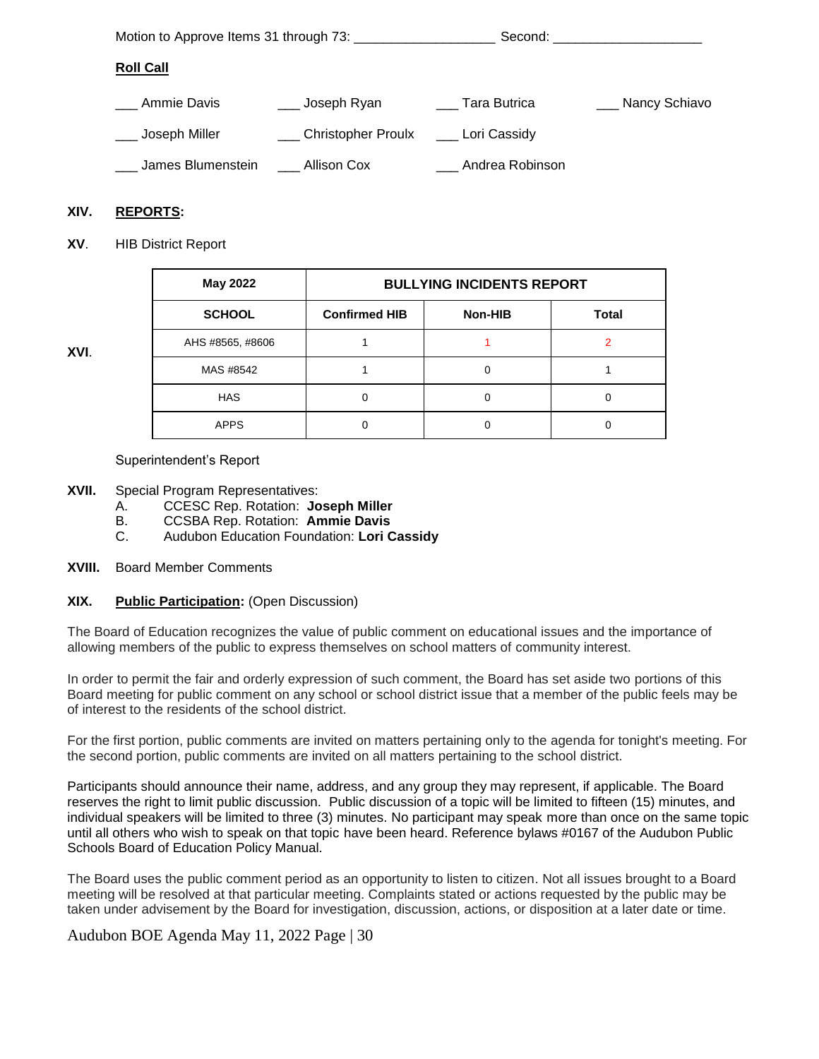Motion to Approve Items 31 through 73: ___________________ Second: ____________________

**Roll Call**

___ Ammie Davis ___ Joseph Ryan ___ Tara Butrica ___ Nancy Schiavo

___ Joseph Miller ___ Christopher Proulx ___ Lori Cassidy

___ James Blumenstein ___ Allison Cox ___ Andrea Robinson

**XIV. REPORTS:**

**XV**. HIB District Report

**XVI**.

| May 2022 | BULLYING INCIDENTS REPORT | | |
|---|---|---|---|
| **SCHOOL** | **Confirmed HIB** | **Non-HIB** | **Total** |
| AHS #8565, #8606 | 1 | 1 | 2 |
| MAS #8542 | 1 | 0 | 1 |
| HAS | 0 | 0 | 0 |
| APPS | 0 | 0 | 0 |

Superintendent's Report

**XVII.** Special Program Representatives:

A. CCESC Rep. Rotation: **Joseph Miller**
B. CCSBA Rep. Rotation: **Ammie Davis**
C. Audubon Education Foundation: **Lori Cassidy**

**XVIII.** Board Member Comments

**XIX. Public Participation:** (Open Discussion)

The Board of Education recognizes the value of public comment on educational issues and the importance of allowing members of the public to express themselves on school matters of community interest.

In order to permit the fair and orderly expression of such comment, the Board has set aside two portions of this Board meeting for public comment on any school or school district issue that a member of the public feels may be of interest to the residents of the school district.

For the first portion, public comments are invited on matters pertaining only to the agenda for tonight's meeting. For the second portion, public comments are invited on all matters pertaining to the school district.

Participants should announce their name, address, and any group they may represent, if applicable. The Board reserves the right to limit public discussion. Public discussion of a topic will be limited to fifteen (15) minutes, and individual speakers will be limited to three (3) minutes. No participant may speak more than once on the same topic until all others who wish to speak on that topic have been heard. Reference bylaws #0167 of the Audubon Public Schools Board of Education Policy Manual.

The Board uses the public comment period as an opportunity to listen to citizen. Not all issues brought to a Board meeting will be resolved at that particular meeting. Complaints stated or actions requested by the public may be taken under advisement by the Board for investigation, discussion, actions, or disposition at a later date or time.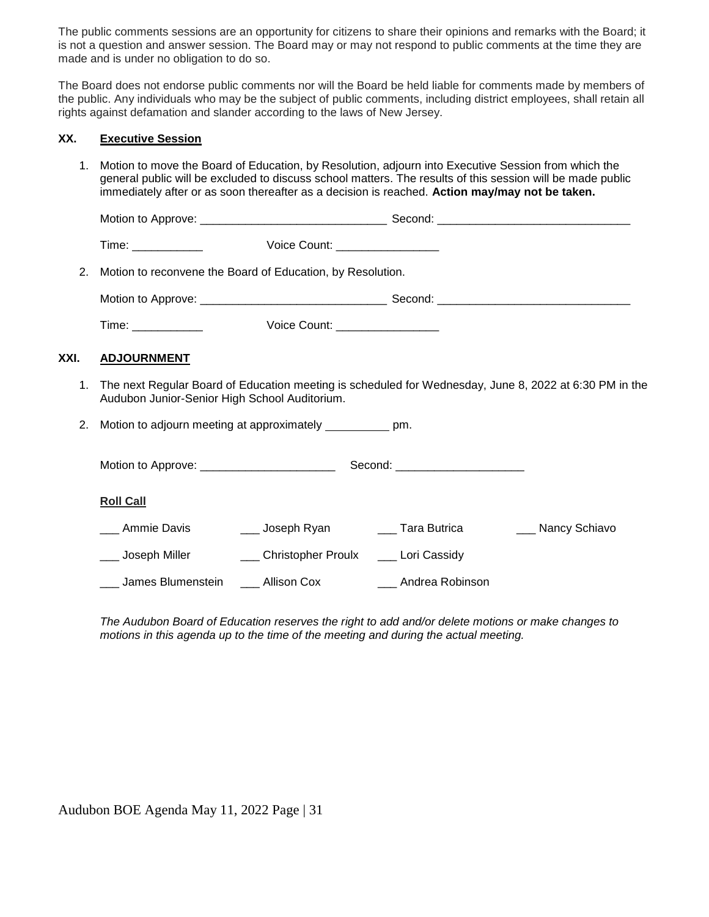The public comments sessions are an opportunity for citizens to share their opinions and remarks with the Board; it is not a question and answer session. The Board may or may not respond to public comments at the time they are made and is under no obligation to do so.

The Board does not endorse public comments nor will the Board be held liable for comments made by members of the public. Any individuals who may be the subject of public comments, including district employees, shall retain all rights against defamation and slander according to the laws of New Jersey.

## XX. Executive Session

1. Motion to move the Board of Education, by Resolution, adjourn into Executive Session from which the general public will be excluded to discuss school matters. The results of this session will be made public immediately after or as soon thereafter as a decision is reached. **Action may/may not be taken.**

   Motion to Approve: ____________________________ Second: ______________________________

   Time: ___________ Voice Count: ________________

2. Motion to reconvene the Board of Education, by Resolution.

   Motion to Approve: ____________________________ Second: ______________________________

   Time: ___________ Voice Count: ________________

## XXI. ADJOURNMENT

1. The next Regular Board of Education meeting is scheduled for Wednesday, June 8, 2022 at 6:30 PM in the Audubon Junior-Senior High School Auditorium.

2. Motion to adjourn meeting at approximately __________ pm.

   Motion to Approve: _____________________ Second: ____________________

   **Roll Call**

   ___ Ammie Davis ___ Joseph Ryan ___ Tara Butrica ___ Nancy Schiavo

   ___ Joseph Miller ___ Christopher Proulx ___ Lori Cassidy

   ___ James Blumenstein ___ Allison Cox ___ Andrea Robinson

*The Audubon Board of Education reserves the right to add and/or delete motions or make changes to motions in this agenda up to the time of the meeting and during the actual meeting.*